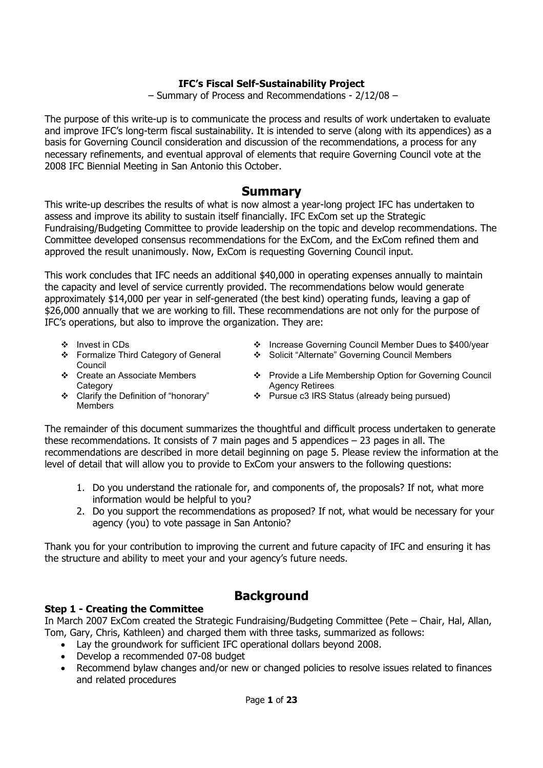**IFC's Fiscal Self-Sustainability Project**

– Summary of Process and Recommendations - 2/12/08 –

The purpose of this write-up is to communicate the process and results of work undertaken to evaluate and improve IFC's long-term fiscal sustainability. It is intended to serve (along with its appendices) as a basis for Governing Council consideration and discussion of the recommendations, a process for any necessary refinements, and eventual approval of elements that require Governing Council vote at the 2008 IFC Biennial Meeting in San Antonio this October.

## Summary

This write-up describes the results of what is now almost a year-long project IFC has undertaken to assess and improve its ability to sustain itself financially. IFC ExCom set up the Strategic Fundraising/Budgeting Committee to provide leadership on the topic and develop recommendations. The Committee developed consensus recommendations for the ExCom, and the ExCom refined them and approved the result unanimously. Now, ExCom is requesting Governing Council input.

This work concludes that IFC needs an additional $40,000 in operating expenses annually to maintain the capacity and level of service currently provided. The recommendations below would generate approximately $14,000 per year in self-generated (the best kind) operating funds, leaving a gap of $26,000 annually that we are working to fill. These recommendations are not only for the purpose of IFC's operations, but also to improve the organization. They are:

- Invest in CDs
- Formalize Third Category of General Council
- Create an Associate Members Category
- Clarify the Definition of "honorary" Members
- Increase Governing Council Member Dues to $400/year
- Solicit "Alternate" Governing Council Members
- Provide a Life Membership Option for Governing Council Agency Retirees
- Pursue c3 IRS Status (already being pursued)

The remainder of this document summarizes the thoughtful and difficult process undertaken to generate these recommendations. It consists of 7 main pages and 5 appendices – 23 pages in all. The recommendations are described in more detail beginning on page 5. Please review the information at the level of detail that will allow you to provide to ExCom your answers to the following questions:

1. Do you understand the rationale for, and components of, the proposals? If not, what more information would be helpful to you?
2. Do you support the recommendations as proposed? If not, what would be necessary for your agency (you) to vote passage in San Antonio?

Thank you for your contribution to improving the current and future capacity of IFC and ensuring it has the structure and ability to meet your and your agency's future needs.

## Background

### Step 1 - Creating the Committee

In March 2007 ExCom created the Strategic Fundraising/Budgeting Committee (Pete – Chair, Hal, Allan, Tom, Gary, Chris, Kathleen) and charged them with three tasks, summarized as follows:

- Lay the groundwork for sufficient IFC operational dollars beyond 2008.
- Develop a recommended 07-08 budget
- Recommend bylaw changes and/or new or changed policies to resolve issues related to finances and related procedures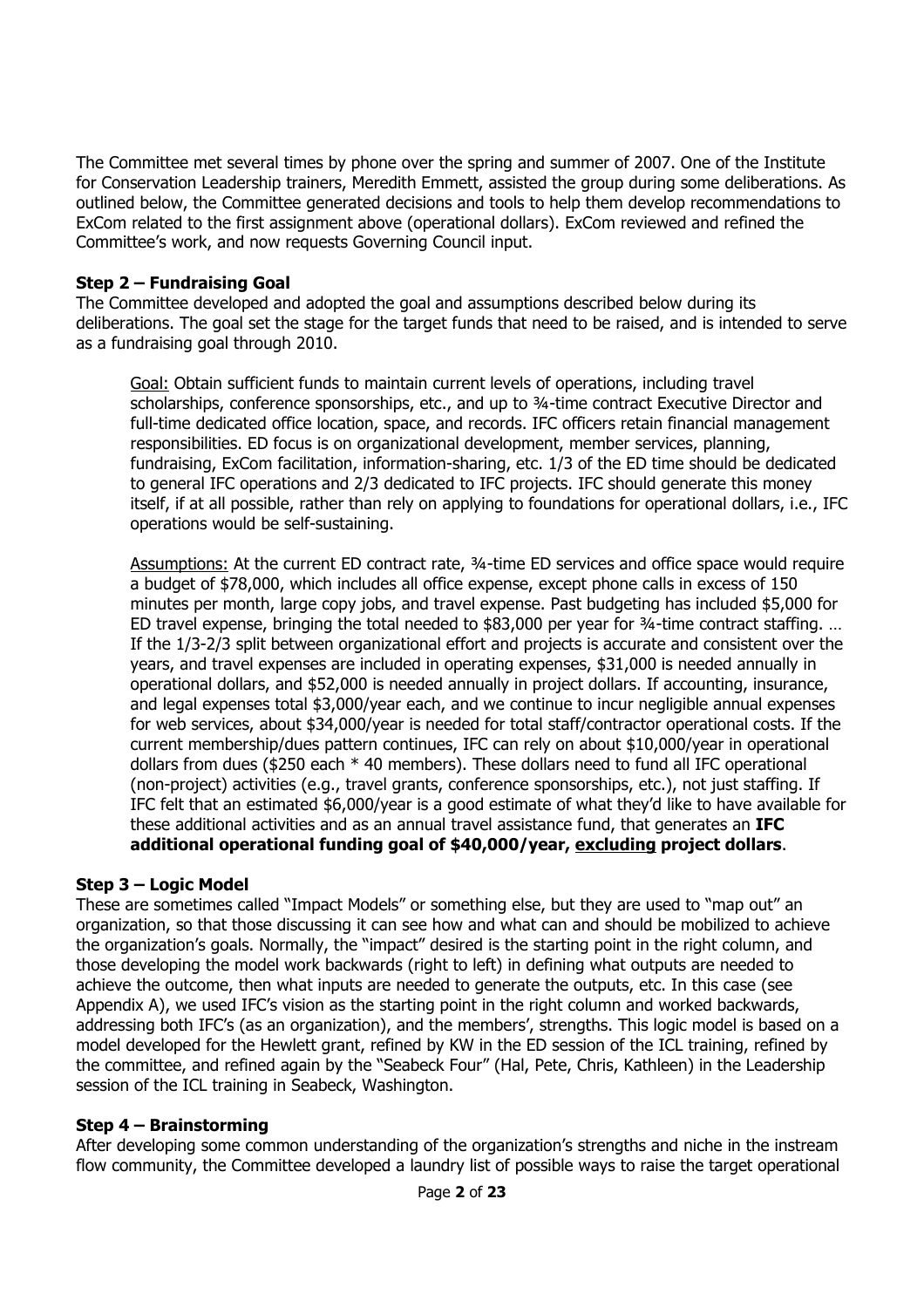The Committee met several times by phone over the spring and summer of 2007. One of the Institute for Conservation Leadership trainers, Meredith Emmett, assisted the group during some deliberations. As outlined below, the Committee generated decisions and tools to help them develop recommendations to ExCom related to the first assignment above (operational dollars). ExCom reviewed and refined the Committee's work, and now requests Governing Council input.

### Step 2 – Fundraising Goal

The Committee developed and adopted the goal and assumptions described below during its deliberations. The goal set the stage for the target funds that need to be raised, and is intended to serve as a fundraising goal through 2010.

> Goal: Obtain sufficient funds to maintain current levels of operations, including travel scholarships, conference sponsorships, etc., and up to ¾-time contract Executive Director and full-time dedicated office location, space, and records. IFC officers retain financial management responsibilities. ED focus is on organizational development, member services, planning, fundraising, ExCom facilitation, information-sharing, etc. 1/3 of the ED time should be dedicated to general IFC operations and 2/3 dedicated to IFC projects. IFC should generate this money itself, if at all possible, rather than rely on applying to foundations for operational dollars, i.e., IFC operations would be self-sustaining.
>
> Assumptions: At the current ED contract rate, ¾-time ED services and office space would require a budget of $78,000, which includes all office expense, except phone calls in excess of 150 minutes per month, large copy jobs, and travel expense. Past budgeting has included $5,000 for ED travel expense, bringing the total needed to $83,000 per year for ¾-time contract staffing. … If the 1/3-2/3 split between organizational effort and projects is accurate and consistent over the years, and travel expenses are included in operating expenses, $31,000 is needed annually in operational dollars, and $52,000 is needed annually in project dollars. If accounting, insurance, and legal expenses total $3,000/year each, and we continue to incur negligible annual expenses for web services, about $34,000/year is needed for total staff/contractor operational costs. If the current membership/dues pattern continues, IFC can rely on about $10,000/year in operational dollars from dues ($250 each * 40 members). These dollars need to fund all IFC operational (non-project) activities (e.g., travel grants, conference sponsorships, etc.), not just staffing. If IFC felt that an estimated $6,000/year is a good estimate of what they'd like to have available for these additional activities and as an annual travel assistance fund, that generates an **IFC additional operational funding goal of $40,000/year, excluding project dollars**.

### Step 3 – Logic Model

These are sometimes called "Impact Models" or something else, but they are used to "map out" an organization, so that those discussing it can see how and what can and should be mobilized to achieve the organization's goals. Normally, the "impact" desired is the starting point in the right column, and those developing the model work backwards (right to left) in defining what outputs are needed to achieve the outcome, then what inputs are needed to generate the outputs, etc. In this case (see Appendix A), we used IFC's vision as the starting point in the right column and worked backwards, addressing both IFC's (as an organization), and the members', strengths. This logic model is based on a model developed for the Hewlett grant, refined by KW in the ED session of the ICL training, refined by the committee, and refined again by the "Seabeck Four" (Hal, Pete, Chris, Kathleen) in the Leadership session of the ICL training in Seabeck, Washington.

### Step 4 – Brainstorming

After developing some common understanding of the organization's strengths and niche in the instream flow community, the Committee developed a laundry list of possible ways to raise the target operational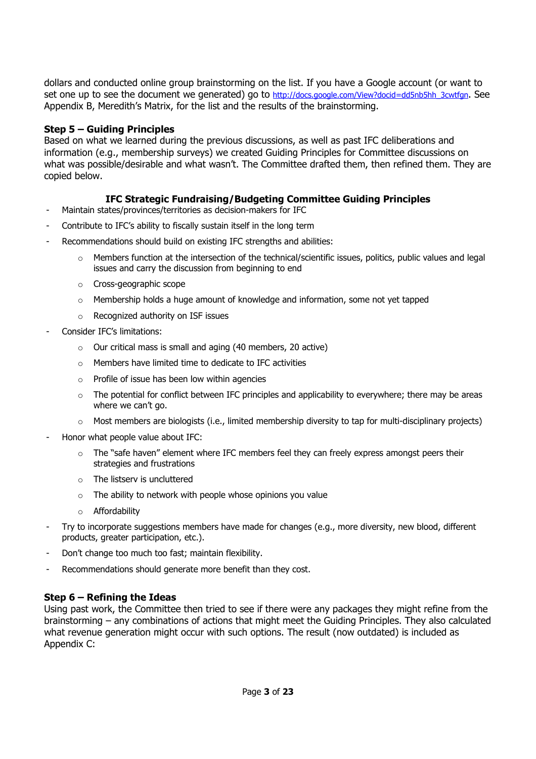dollars and conducted online group brainstorming on the list. If you have a Google account (or want to set one up to see the document we generated) go to http://docs.google.com/View?docid=dd5nb5hh_3cwtfgn. See Appendix B, Meredith's Matrix, for the list and the results of the brainstorming.

### Step 5 – Guiding Principles

Based on what we learned during the previous discussions, as well as past IFC deliberations and information (e.g., membership surveys) we created Guiding Principles for Committee discussions on what was possible/desirable and what wasn't. The Committee drafted them, then refined them. They are copied below.

#### IFC Strategic Fundraising/Budgeting Committee Guiding Principles

- Maintain states/provinces/territories as decision-makers for IFC
- Contribute to IFC's ability to fiscally sustain itself in the long term
- Recommendations should build on existing IFC strengths and abilities:
  - Members function at the intersection of the technical/scientific issues, politics, public values and legal issues and carry the discussion from beginning to end
  - Cross-geographic scope
  - Membership holds a huge amount of knowledge and information, some not yet tapped
  - Recognized authority on ISF issues
- Consider IFC's limitations:
  - Our critical mass is small and aging (40 members, 20 active)
  - Members have limited time to dedicate to IFC activities
  - Profile of issue has been low within agencies
  - The potential for conflict between IFC principles and applicability to everywhere; there may be areas where we can't go.
  - Most members are biologists (i.e., limited membership diversity to tap for multi-disciplinary projects)
- Honor what people value about IFC:
  - The "safe haven" element where IFC members feel they can freely express amongst peers their strategies and frustrations
  - The listserv is uncluttered
  - The ability to network with people whose opinions you value
  - Affordability
- Try to incorporate suggestions members have made for changes (e.g., more diversity, new blood, different products, greater participation, etc.).
- Don't change too much too fast; maintain flexibility.
- Recommendations should generate more benefit than they cost.

### Step 6 – Refining the Ideas

Using past work, the Committee then tried to see if there were any packages they might refine from the brainstorming – any combinations of actions that might meet the Guiding Principles. They also calculated what revenue generation might occur with such options. The result (now outdated) is included as Appendix C: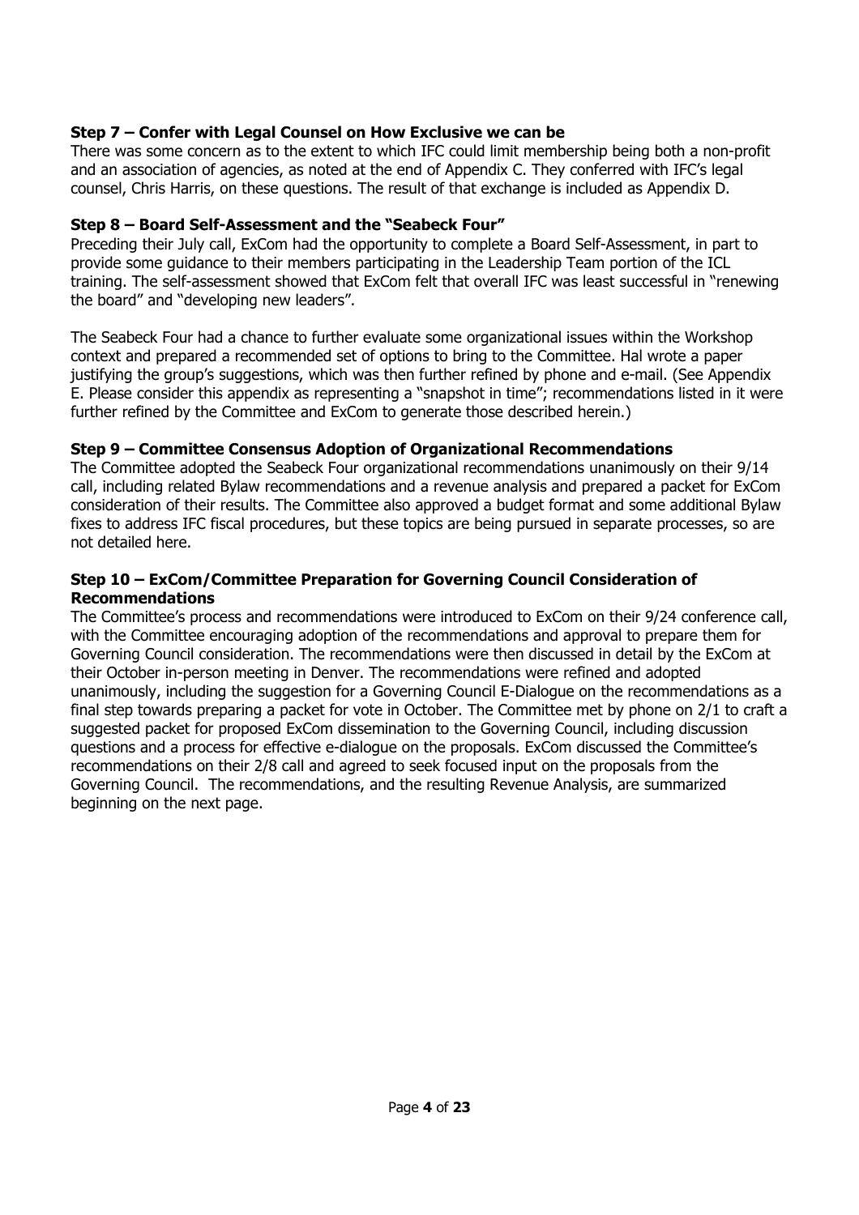### Step 7 – Confer with Legal Counsel on How Exclusive we can be

There was some concern as to the extent to which IFC could limit membership being both a non-profit and an association of agencies, as noted at the end of Appendix C. They conferred with IFC's legal counsel, Chris Harris, on these questions. The result of that exchange is included as Appendix D.

### Step 8 – Board Self-Assessment and the "Seabeck Four"

Preceding their July call, ExCom had the opportunity to complete a Board Self-Assessment, in part to provide some guidance to their members participating in the Leadership Team portion of the ICL training. The self-assessment showed that ExCom felt that overall IFC was least successful in "renewing the board" and "developing new leaders".

The Seabeck Four had a chance to further evaluate some organizational issues within the Workshop context and prepared a recommended set of options to bring to the Committee. Hal wrote a paper justifying the group's suggestions, which was then further refined by phone and e-mail. (See Appendix E. Please consider this appendix as representing a "snapshot in time"; recommendations listed in it were further refined by the Committee and ExCom to generate those described herein.)

### Step 9 – Committee Consensus Adoption of Organizational Recommendations

The Committee adopted the Seabeck Four organizational recommendations unanimously on their 9/14 call, including related Bylaw recommendations and a revenue analysis and prepared a packet for ExCom consideration of their results. The Committee also approved a budget format and some additional Bylaw fixes to address IFC fiscal procedures, but these topics are being pursued in separate processes, so are not detailed here.

### Step 10 – ExCom/Committee Preparation for Governing Council Consideration of Recommendations

The Committee's process and recommendations were introduced to ExCom on their 9/24 conference call, with the Committee encouraging adoption of the recommendations and approval to prepare them for Governing Council consideration. The recommendations were then discussed in detail by the ExCom at their October in-person meeting in Denver. The recommendations were refined and adopted unanimously, including the suggestion for a Governing Council E-Dialogue on the recommendations as a final step towards preparing a packet for vote in October. The Committee met by phone on 2/1 to craft a suggested packet for proposed ExCom dissemination to the Governing Council, including discussion questions and a process for effective e-dialogue on the proposals. ExCom discussed the Committee's recommendations on their 2/8 call and agreed to seek focused input on the proposals from the Governing Council. The recommendations, and the resulting Revenue Analysis, are summarized beginning on the next page.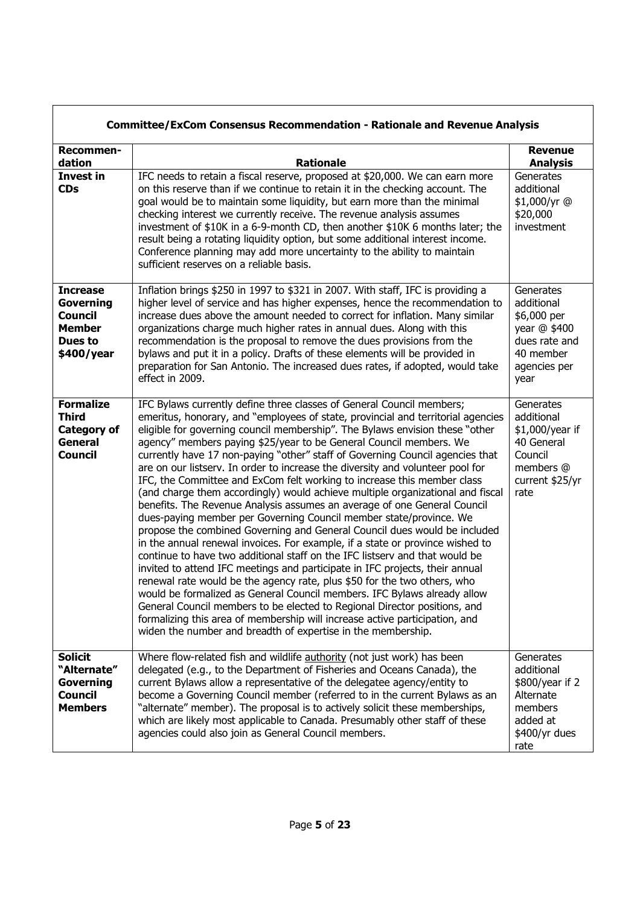| **Committee/ExCom Consensus Recommendation - Rationale and Revenue Analysis** | | |
|---|---|---|
| **Recommen-dation** | **Rationale** | **Revenue Analysis** |
| **Invest in CDs** | IFC needs to retain a fiscal reserve, proposed at $20,000. We can earn more on this reserve than if we continue to retain it in the checking account. The goal would be to maintain some liquidity, but earn more than the minimal checking interest we currently receive. The revenue analysis assumes investment of $10K in a 6-9-month CD, then another $10K 6 months later; the result being a rotating liquidity option, but some additional interest income. Conference planning may add more uncertainty to the ability to maintain sufficient reserves on a reliable basis. | Generates additional $1,000/yr @ $20,000 investment |
| **Increase Governing Council Member Dues to $400/year** | Inflation brings $250 in 1997 to $321 in 2007. With staff, IFC is providing a higher level of service and has higher expenses, hence the recommendation to increase dues above the amount needed to correct for inflation. Many similar organizations charge much higher rates in annual dues. Along with this recommendation is the proposal to remove the dues provisions from the bylaws and put it in a policy. Drafts of these elements will be provided in preparation for San Antonio. The increased dues rates, if adopted, would take effect in 2009. | Generates additional $6,000 per year @ $400 dues rate and 40 member agencies per year |
| **Formalize Third Category of General Council** | IFC Bylaws currently define three classes of General Council members; emeritus, honorary, and "employees of state, provincial and territorial agencies eligible for governing council membership". The Bylaws envision these "other agency" members paying $25/year to be General Council members. We currently have 17 non-paying "other" staff of Governing Council agencies that are on our listserv. In order to increase the diversity and volunteer pool for IFC, the Committee and ExCom felt working to increase this member class (and charge them accordingly) would achieve multiple organizational and fiscal benefits. The Revenue Analysis assumes an average of one General Council dues-paying member per Governing Council member state/province. We propose the combined Governing and General Council dues would be included in the annual renewal invoices. For example, if a state or province wished to continue to have two additional staff on the IFC listserv and that would be invited to attend IFC meetings and participate in IFC projects, their annual renewal rate would be the agency rate, plus $50 for the two others, who would be formalized as General Council members. IFC Bylaws already allow General Council members to be elected to Regional Director positions, and formalizing this area of membership will increase active participation, and widen the number and breadth of expertise in the membership. | Generates additional $1,000/year if 40 General Council members @ current $25/yr rate |
| **Solicit "Alternate" Governing Council Members** | Where flow-related fish and wildlife authority (not just work) has been delegated (e.g., to the Department of Fisheries and Oceans Canada), the current Bylaws allow a representative of the delegatee agency/entity to become a Governing Council member (referred to in the current Bylaws as an "alternate" member). The proposal is to actively solicit these memberships, which are likely most applicable to Canada. Presumably other staff of these agencies could also join as General Council members. | Generates additional $800/year if 2 Alternate members added at $400/yr dues rate |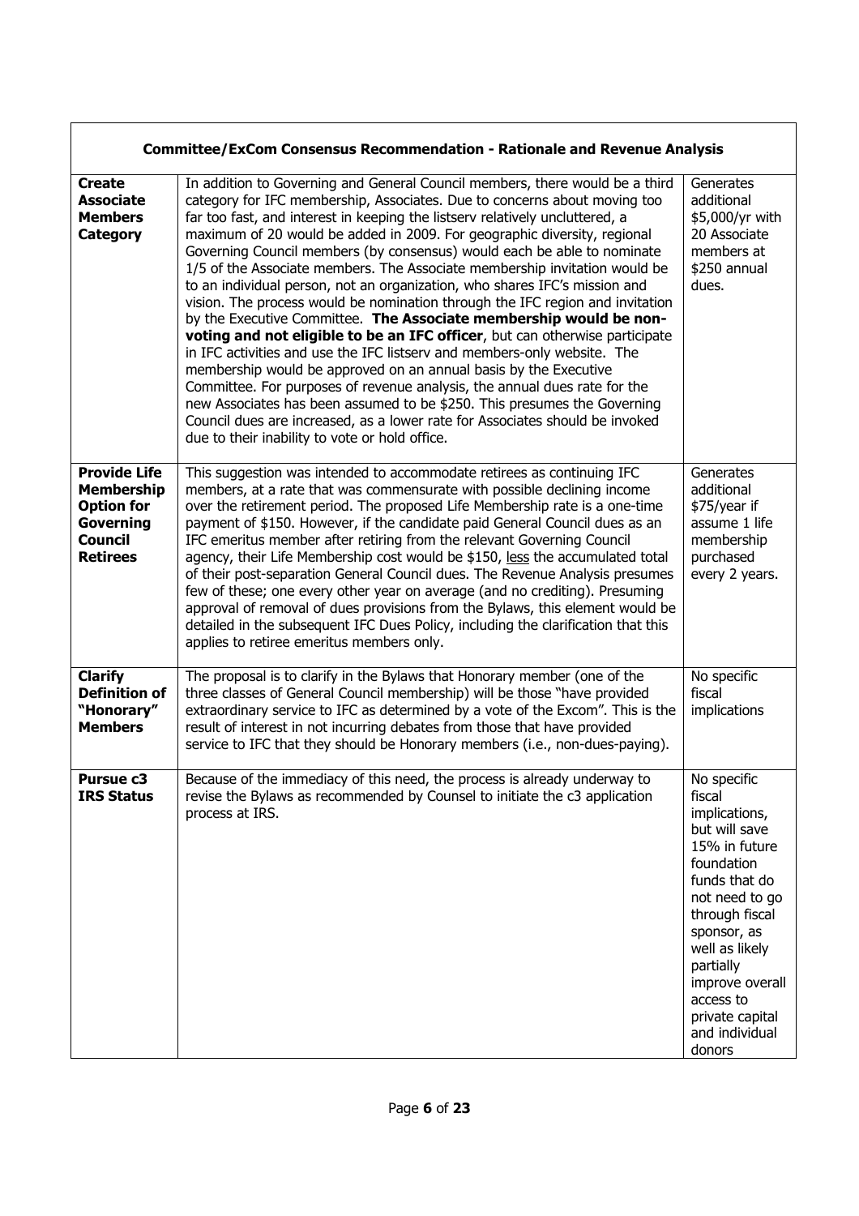| **Committee/ExCom Consensus Recommendation - Rationale and Revenue Analysis** | | |
|---|---|---|
| **Create Associate Members Category** | In addition to Governing and General Council members, there would be a third category for IFC membership, Associates. Due to concerns about moving too far too fast, and interest in keeping the listserv relatively uncluttered, a maximum of 20 would be added in 2009. For geographic diversity, regional Governing Council members (by consensus) would each be able to nominate 1/5 of the Associate members. The Associate membership invitation would be to an individual person, not an organization, who shares IFC's mission and vision. The process would be nomination through the IFC region and invitation by the Executive Committee. **The Associate membership would be non-voting and not eligible to be an IFC officer**, but can otherwise participate in IFC activities and use the IFC listserv and members-only website. The membership would be approved on an annual basis by the Executive Committee. For purposes of revenue analysis, the annual dues rate for the new Associates has been assumed to be $250. This presumes the Governing Council dues are increased, as a lower rate for Associates should be invoked due to their inability to vote or hold office. | Generates additional $5,000/yr with 20 Associate members at $250 annual dues. |
| **Provide Life Membership Option for Governing Council Retirees** | This suggestion was intended to accommodate retirees as continuing IFC members, at a rate that was commensurate with possible declining income over the retirement period. The proposed Life Membership rate is a one-time payment of $150. However, if the candidate paid General Council dues as an IFC emeritus member after retiring from the relevant Governing Council agency, their Life Membership cost would be $150, less the accumulated total of their post-separation General Council dues. The Revenue Analysis presumes few of these; one every other year on average (and no crediting). Presuming approval of removal of dues provisions from the Bylaws, this element would be detailed in the subsequent IFC Dues Policy, including the clarification that this applies to retiree emeritus members only. | Generates additional $75/year if assume 1 life membership purchased every 2 years. |
| **Clarify Definition of "Honorary" Members** | The proposal is to clarify in the Bylaws that Honorary member (one of the three classes of General Council membership) will be those "have provided extraordinary service to IFC as determined by a vote of the Excom". This is the result of interest in not incurring debates from those that have provided service to IFC that they should be Honorary members (i.e., non-dues-paying). | No specific fiscal implications |
| **Pursue c3 IRS Status** | Because of the immediacy of this need, the process is already underway to revise the Bylaws as recommended by Counsel to initiate the c3 application process at IRS. | No specific fiscal implications, but will save 15% in future foundation funds that do not need to go through fiscal sponsor, as well as likely partially improve overall access to private capital and individual donors |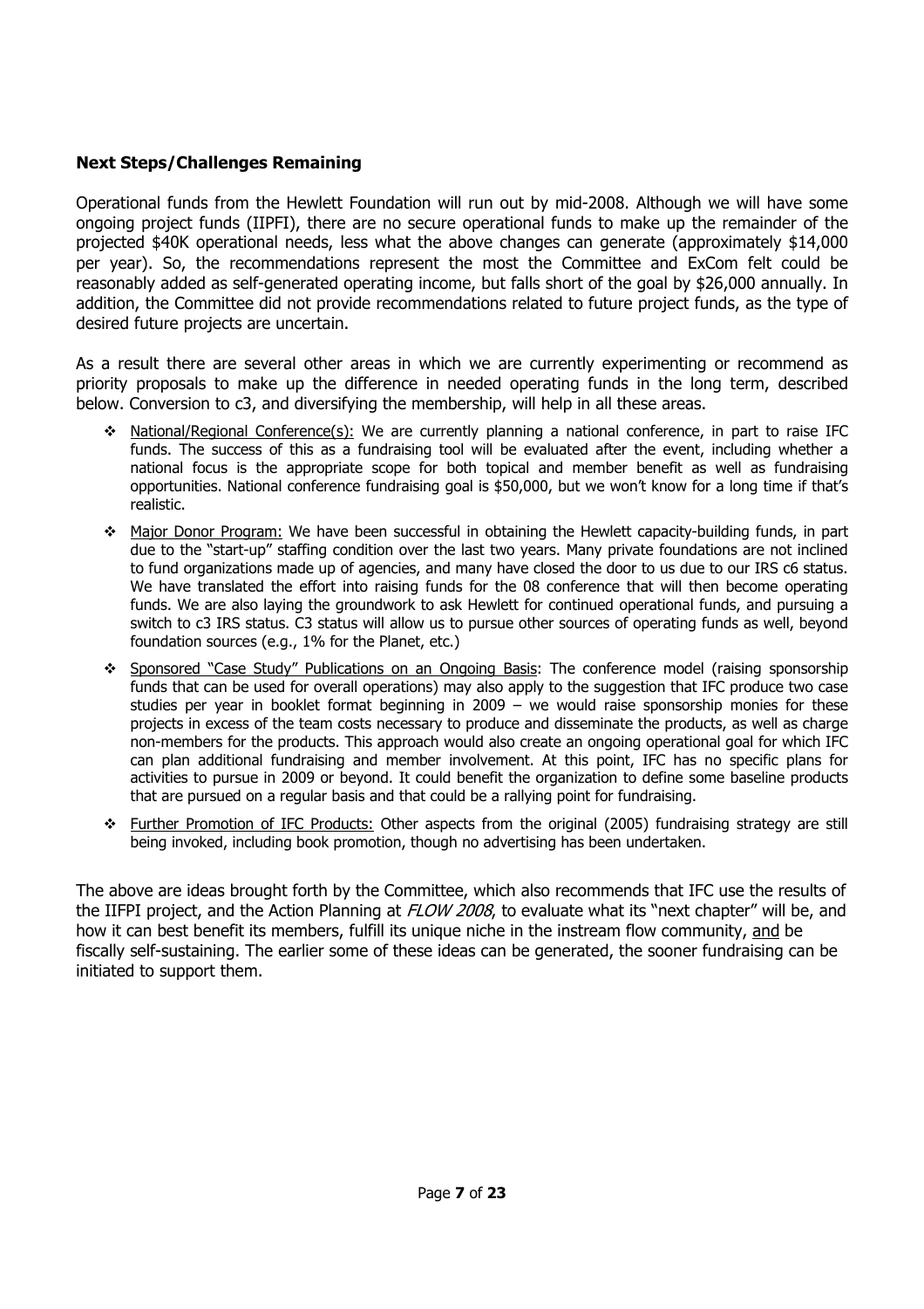### Next Steps/Challenges Remaining

Operational funds from the Hewlett Foundation will run out by mid-2008. Although we will have some ongoing project funds (IIPFI), there are no secure operational funds to make up the remainder of the projected $40K operational needs, less what the above changes can generate (approximately $14,000 per year). So, the recommendations represent the most the Committee and ExCom felt could be reasonably added as self-generated operating income, but falls short of the goal by $26,000 annually. In addition, the Committee did not provide recommendations related to future project funds, as the type of desired future projects are uncertain.

As a result there are several other areas in which we are currently experimenting or recommend as priority proposals to make up the difference in needed operating funds in the long term, described below. Conversion to c3, and diversifying the membership, will help in all these areas.

- National/Regional Conference(s): We are currently planning a national conference, in part to raise IFC funds. The success of this as a fundraising tool will be evaluated after the event, including whether a national focus is the appropriate scope for both topical and member benefit as well as fundraising opportunities. National conference fundraising goal is $50,000, but we won't know for a long time if that's realistic.
- Major Donor Program: We have been successful in obtaining the Hewlett capacity-building funds, in part due to the "start-up" staffing condition over the last two years. Many private foundations are not inclined to fund organizations made up of agencies, and many have closed the door to us due to our IRS c6 status. We have translated the effort into raising funds for the 08 conference that will then become operating funds. We are also laying the groundwork to ask Hewlett for continued operational funds, and pursuing a switch to c3 IRS status. C3 status will allow us to pursue other sources of operating funds as well, beyond foundation sources (e.g., 1% for the Planet, etc.)
- Sponsored "Case Study" Publications on an Ongoing Basis: The conference model (raising sponsorship funds that can be used for overall operations) may also apply to the suggestion that IFC produce two case studies per year in booklet format beginning in 2009 – we would raise sponsorship monies for these projects in excess of the team costs necessary to produce and disseminate the products, as well as charge non-members for the products. This approach would also create an ongoing operational goal for which IFC can plan additional fundraising and member involvement. At this point, IFC has no specific plans for activities to pursue in 2009 or beyond. It could benefit the organization to define some baseline products that are pursued on a regular basis and that could be a rallying point for fundraising.
- Further Promotion of IFC Products: Other aspects from the original (2005) fundraising strategy are still being invoked, including book promotion, though no advertising has been undertaken.

The above are ideas brought forth by the Committee, which also recommends that IFC use the results of the IIFPI project, and the Action Planning at *FLOW 2008*, to evaluate what its "next chapter" will be, and how it can best benefit its members, fulfill its unique niche in the instream flow community, and be fiscally self-sustaining. The earlier some of these ideas can be generated, the sooner fundraising can be initiated to support them.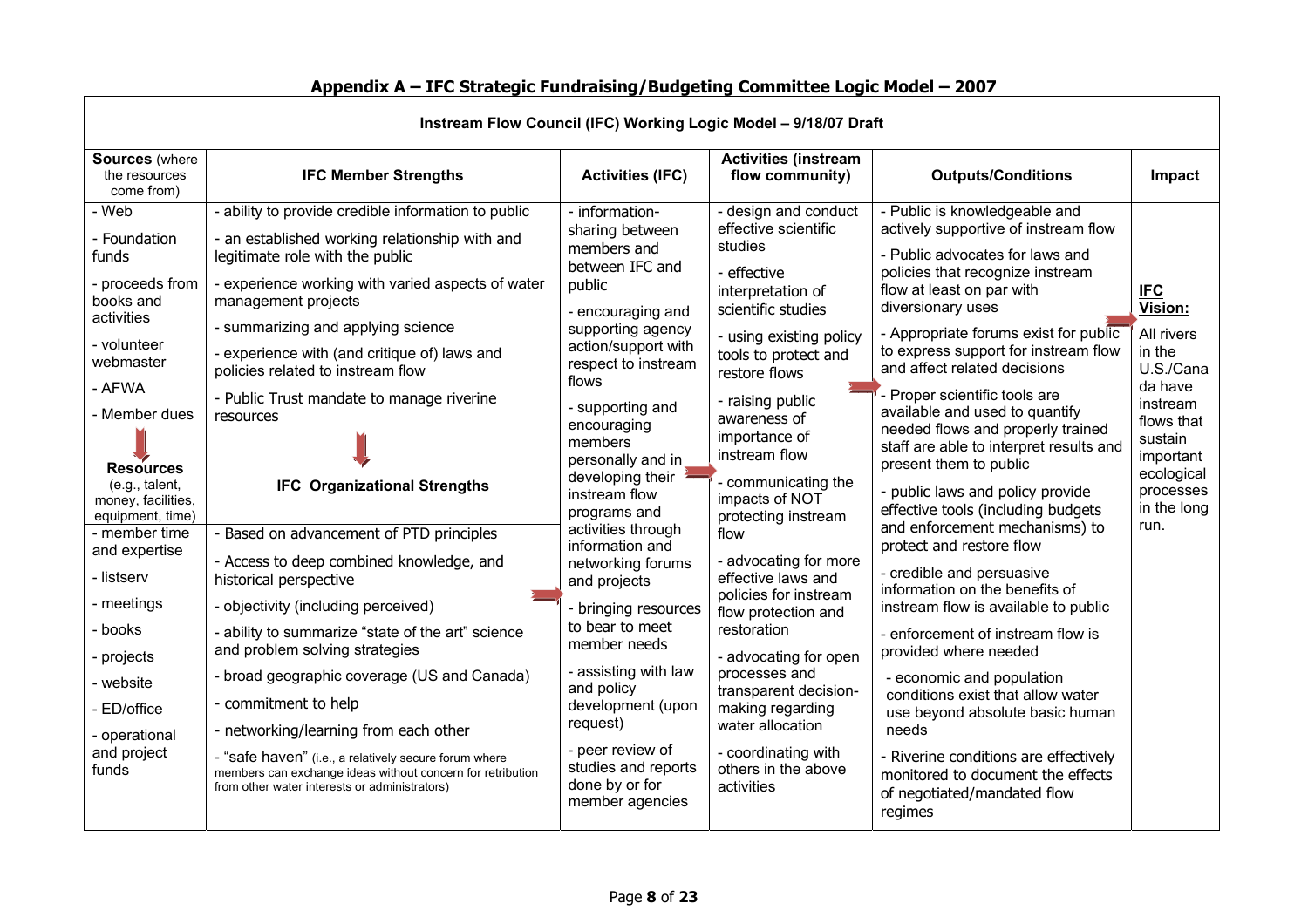## Appendix A – IFC Strategic Fundraising/Budgeting Committee Logic Model – 2007

**Instream Flow Council (IFC) Working Logic Model – 9/18/07 Draft**

| Sources (where the resources come from) | IFC Member Strengths | Activities (IFC) | Activities (instream flow community) | Outputs/Conditions | Impact |
|---|---|---|---|---|---|
| - Web<br>- Foundation funds<br>- proceeds from books and activities<br>- volunteer webmaster<br>- AFWA<br>- Member dues | - ability to provide credible information to public<br>- an established working relationship with and legitimate role with the public<br>- experience working with varied aspects of water management projects<br>- summarizing and applying science<br>- experience with (and critique of) laws and policies related to instream flow<br>- Public Trust mandate to manage riverine resources | - information-sharing between members and between IFC and public<br>- encouraging and supporting agency action/support with respect to instream flows<br>- supporting and encouraging members personally and in developing their instream flow programs and activities through information and networking forums and projects<br>- bringing resources to bear to meet member needs<br>- assisting with law and policy development (upon request)<br>- peer review of studies and reports done by or for member agencies | - design and conduct effective scientific studies<br>- effective interpretation of scientific studies<br>- using existing policy tools to protect and restore flows<br>- raising public awareness of importance of instream flow<br>- communicating the impacts of NOT protecting instream flow<br>- advocating for more effective laws and policies for instream flow protection and restoration<br>- advocating for open processes and transparent decision-making regarding water allocation<br>- coordinating with others in the above activities | - Public is knowledgeable and actively supportive of instream flow<br>- Public advocates for laws and policies that recognize instream flow at least on par with diversionary uses<br>- Appropriate forums exist for public to express support for instream flow and affect related decisions<br>- Proper scientific tools are available and used to quantify needed flows and properly trained staff are able to interpret results and present them to public<br>- public laws and policy provide effective tools (including budgets and enforcement mechanisms) to protect and restore flow<br>- credible and persuasive information on the benefits of instream flow is available to public<br>- enforcement of instream flow is provided where needed<br>- economic and population conditions exist that allow water use beyond absolute basic human needs<br>- Riverine conditions are effectively monitored to document the effects of negotiated/mandated flow regimes | **IFC Vision:**<br>All rivers in the U.S./Canada have instream flows that sustain important ecological processes in the long run. |
| **Resources** (e.g., talent, money, facilities, equipment, time) | **IFC Organizational Strengths** | | | | |
| - member time and expertise<br>- listserv<br>- meetings<br>- books<br>- projects<br>- website<br>- ED/office<br>- operational and project funds | - Based on advancement of PTD principles<br>- Access to deep combined knowledge, and historical perspective<br>- objectivity (including perceived)<br>- ability to summarize "state of the art" science and problem solving strategies<br>- broad geographic coverage (US and Canada)<br>- commitment to help<br>- networking/learning from each other<br>- "safe haven" (i.e., a relatively secure forum where members can exchange ideas without concern for retribution from other water interests or administrators) | | | | |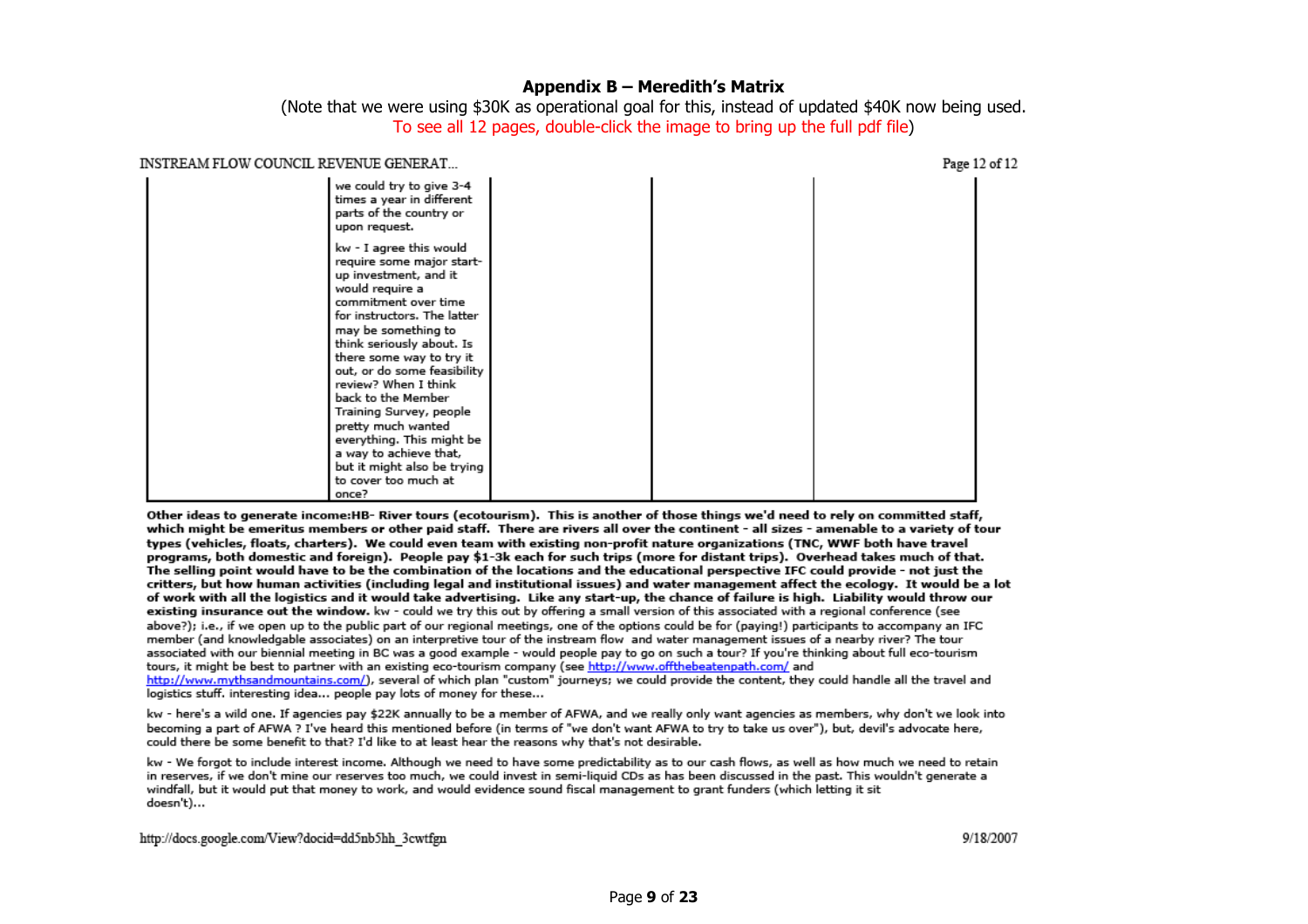## Appendix B – Meredith's Matrix

(Note that we were using $30K as operational goal for this, instead of updated $40K now being used.
To see all 12 pages, double-click the image to bring up the full pdf file)

INSTREAM FLOW COUNCIL REVENUE GENERAT...

Page 12 of 12

| | | | | |
|---|---|---|---|---|
| | we could try to give 3-4 times a year in different parts of the country or upon request.<br><br>kw - I agree this would require some major start-up investment, and it would require a commitment over time for instructors. The latter may be something to think seriously about. Is there some way to try it out, or do some feasibility review? When I think back to the Member Training Survey, people pretty much wanted everything. This might be a way to achieve that, but it might also be trying to cover too much at once? | | | |

**Other ideas to generate income:HB- River tours (ecotourism). This is another of those things we'd need to rely on committed staff, which might be emeritus members or other paid staff. There are rivers all over the continent - all sizes - amenable to a variety of tour types (vehicles, floats, charters). We could even team with existing non-profit nature organizations (TNC, WWF both have travel programs, both domestic and foreign). People pay $1-3k each for such trips (more for distant trips). Overhead takes much of that. The selling point would have to be the combination of the locations and the educational perspective IFC could provide - not just the critters, but how human activities (including legal and institutional issues) and water management affect the ecology. It would be a lot of work with all the logistics and it would take advertising. Like any start-up, the chance of failure is high. Liability would throw our existing insurance out the window.** kw - could we try this out by offering a small version of this associated with a regional conference (see above?); i.e., if we open up to the public part of our regional meetings, one of the options could be for (paying!) participants to accompany an IFC member (and knowledgable associates) on an interpretive tour of the instream flow and water management issues of a nearby river? The tour associated with our biennial meeting in BC was a good example - would people pay to go on such a tour? If you're thinking about full eco-tourism tours, it might be best to partner with an existing eco-tourism company (see http://www.offthebeatenpath.com/ and http://www.mythsandmountains.com/), several of which plan "custom" journeys; we could provide the content, they could handle all the travel and logistics stuff. interesting idea... people pay lots of money for these...

kw - here's a wild one. If agencies pay $22K annually to be a member of AFWA, and we really only want agencies as members, why don't we look into becoming a part of AFWA ? I've heard this mentioned before (in terms of "we don't want AFWA to try to take us over"), but, devil's advocate here, could there be some benefit to that? I'd like to at least hear the reasons why that's not desirable.

kw - We forgot to include interest income. Although we need to have some predictability as to our cash flows, as well as how much we need to retain in reserves, if we don't mine our reserves too much, we could invest in semi-liquid CDs as has been discussed in the past. This wouldn't generate a windfall, but it would put that money to work, and would evidence sound fiscal management to grant funders (which letting it sit doesn't)...

http://docs.google.com/View?docid=dd5nb5hh_3cwtfgn 9/18/2007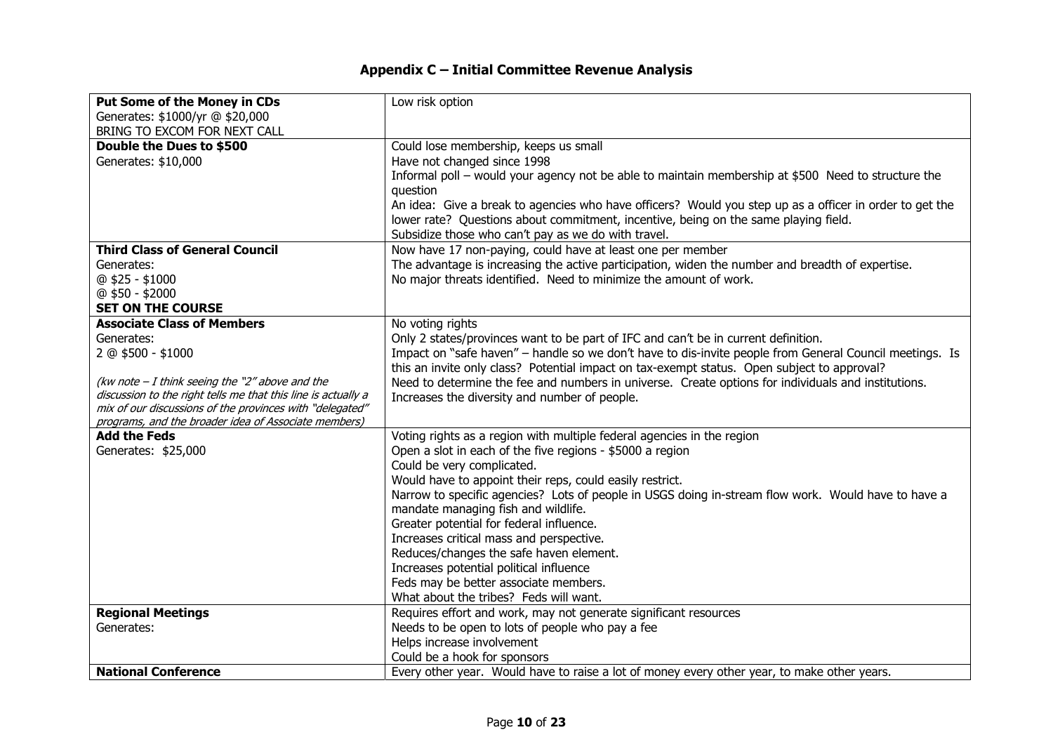## Appendix C – Initial Committee Revenue Analysis

| | |
|---|---|
| **Put Some of the Money in CDs**<br>Generates: $1000/yr @ $20,000<br>BRING TO EXCOM FOR NEXT CALL | Low risk option |
| **Double the Dues to $500**<br>Generates: $10,000 | Could lose membership, keeps us small<br>Have not changed since 1998<br>Informal poll – would your agency not be able to maintain membership at $500 Need to structure the question<br>An idea: Give a break to agencies who have officers? Would you step up as a officer in order to get the lower rate? Questions about commitment, incentive, being on the same playing field.<br>Subsidize those who can't pay as we do with travel. |
| **Third Class of General Council**<br>Generates:<br>@ $25 - $1000<br>@ $50 - $2000<br>**SET ON THE COURSE** | Now have 17 non-paying, could have at least one per member<br>The advantage is increasing the active participation, widen the number and breadth of expertise.<br>No major threats identified. Need to minimize the amount of work. |
| **Associate Class of Members**<br>Generates:<br>2 @ $500 - $1000<br><br>*(kw note – I think seeing the "2" above and the discussion to the right tells me that this line is actually a mix of our discussions of the provinces with "delegated" programs, and the broader idea of Associate members)* | No voting rights<br>Only 2 states/provinces want to be part of IFC and can't be in current definition.<br>Impact on "safe haven" – handle so we don't have to dis-invite people from General Council meetings. Is this an invite only class? Potential impact on tax-exempt status. Open subject to approval?<br>Need to determine the fee and numbers in universe. Create options for individuals and institutions.<br>Increases the diversity and number of people. |
| **Add the Feds**<br>Generates: $25,000 | Voting rights as a region with multiple federal agencies in the region<br>Open a slot in each of the five regions - $5000 a region<br>Could be very complicated.<br>Would have to appoint their reps, could easily restrict.<br>Narrow to specific agencies? Lots of people in USGS doing in-stream flow work. Would have to have a mandate managing fish and wildlife.<br>Greater potential for federal influence.<br>Increases critical mass and perspective.<br>Reduces/changes the safe haven element.<br>Increases potential political influence<br>Feds may be better associate members.<br>What about the tribes? Feds will want. |
| **Regional Meetings**<br>Generates: | Requires effort and work, may not generate significant resources<br>Needs to be open to lots of people who pay a fee<br>Helps increase involvement<br>Could be a hook for sponsors |
| **National Conference** | Every other year. Would have to raise a lot of money every other year, to make other years. |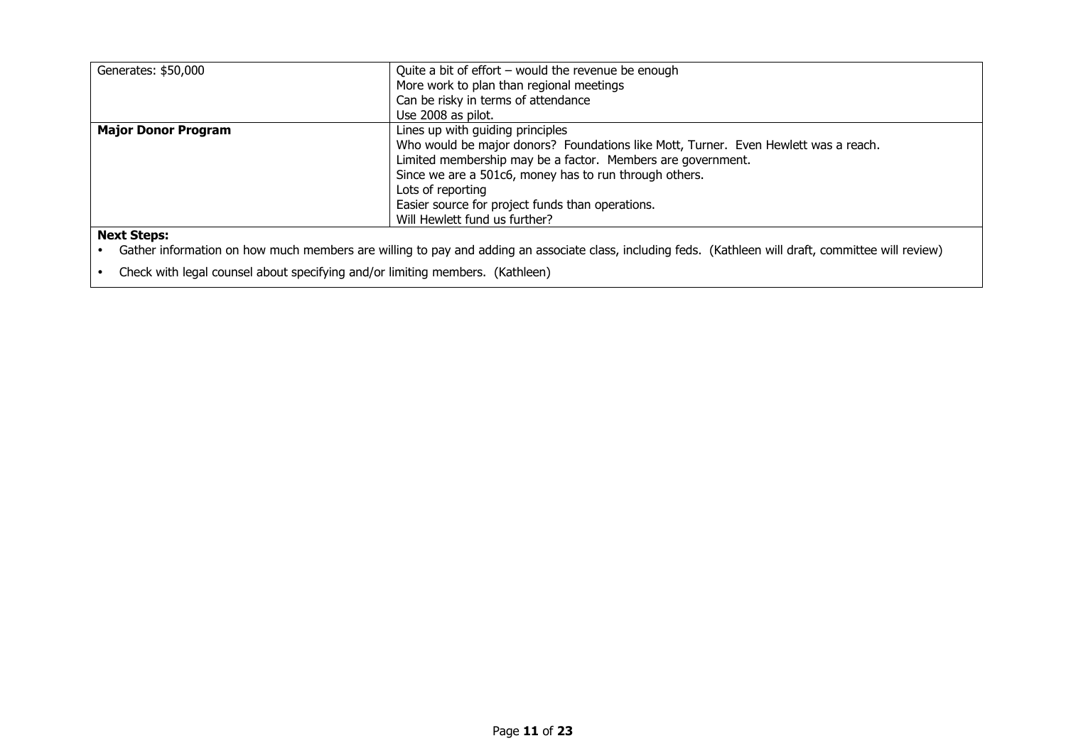| | |
|---|---|
| Generates: $50,000 | Quite a bit of effort – would the revenue be enough<br>More work to plan than regional meetings<br>Can be risky in terms of attendance<br>Use 2008 as pilot. |
| **Major Donor Program** | Lines up with guiding principles<br>Who would be major donors? Foundations like Mott, Turner. Even Hewlett was a reach.<br>Limited membership may be a factor. Members are government.<br>Since we are a 501c6, money has to run through others.<br>Lots of reporting<br>Easier source for project funds than operations.<br>Will Hewlett fund us further? |

**Next Steps:**

- Gather information on how much members are willing to pay and adding an associate class, including feds. (Kathleen will draft, committee will review)
- Check with legal counsel about specifying and/or limiting members. (Kathleen)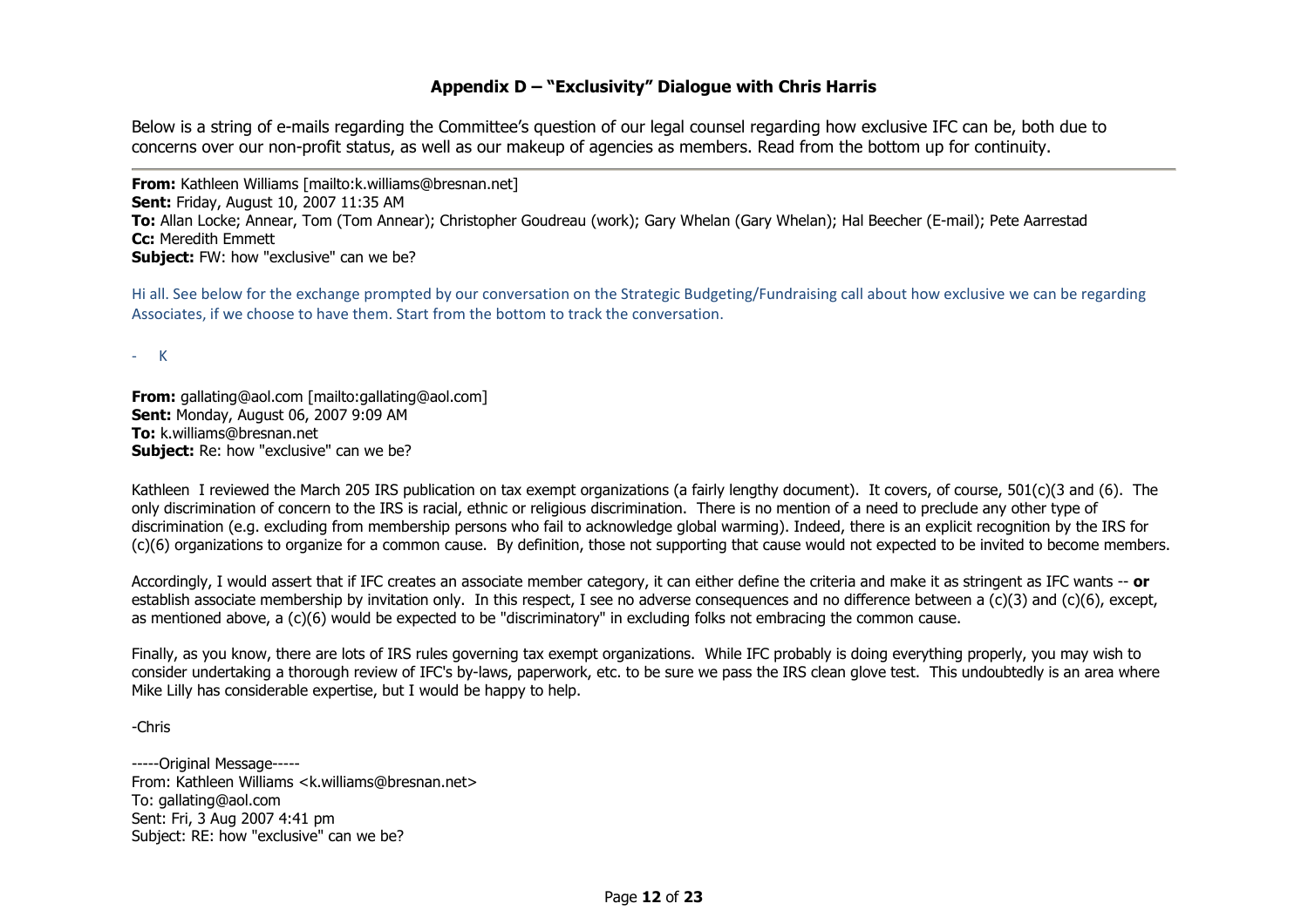## Appendix D – "Exclusivity" Dialogue with Chris Harris

Below is a string of e-mails regarding the Committee's question of our legal counsel regarding how exclusive IFC can be, both due to concerns over our non-profit status, as well as our makeup of agencies as members. Read from the bottom up for continuity.

---

**From:** Kathleen Williams [mailto:k.williams@bresnan.net]
**Sent:** Friday, August 10, 2007 11:35 AM
**To:** Allan Locke; Annear, Tom (Tom Annear); Christopher Goudreau (work); Gary Whelan (Gary Whelan); Hal Beecher (E-mail); Pete Aarrestad
**Cc:** Meredith Emmett
**Subject:** FW: how "exclusive" can we be?

Hi all. See below for the exchange prompted by our conversation on the Strategic Budgeting/Fundraising call about how exclusive we can be regarding Associates, if we choose to have them. Start from the bottom to track the conversation.

- K

**From:** gallating@aol.com [mailto:gallating@aol.com]
**Sent:** Monday, August 06, 2007 9:09 AM
**To:** k.williams@bresnan.net
**Subject:** Re: how "exclusive" can we be?

Kathleen I reviewed the March 205 IRS publication on tax exempt organizations (a fairly lengthy document). It covers, of course, 501(c)(3 and (6). The only discrimination of concern to the IRS is racial, ethnic or religious discrimination. There is no mention of a need to preclude any other type of discrimination (e.g. excluding from membership persons who fail to acknowledge global warming). Indeed, there is an explicit recognition by the IRS for (c)(6) organizations to organize for a common cause. By definition, those not supporting that cause would not expected to be invited to become members.

Accordingly, I would assert that if IFC creates an associate member category, it can either define the criteria and make it as stringent as IFC wants -- **or** establish associate membership by invitation only. In this respect, I see no adverse consequences and no difference between a (c)(3) and (c)(6), except, as mentioned above, a (c)(6) would be expected to be "discriminatory" in excluding folks not embracing the common cause.

Finally, as you know, there are lots of IRS rules governing tax exempt organizations. While IFC probably is doing everything properly, you may wish to consider undertaking a thorough review of IFC's by-laws, paperwork, etc. to be sure we pass the IRS clean glove test. This undoubtedly is an area where Mike Lilly has considerable expertise, but I would be happy to help.

-Chris

-----Original Message-----
From: Kathleen Williams <k.williams@bresnan.net>
To: gallating@aol.com
Sent: Fri, 3 Aug 2007 4:41 pm
Subject: RE: how "exclusive" can we be?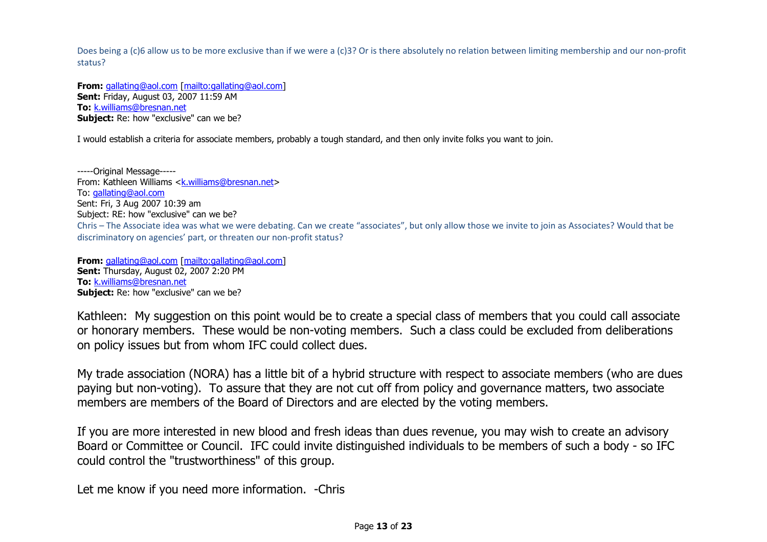Does being a (c)6 allow us to be more exclusive than if we were a (c)3? Or is there absolutely no relation between limiting membership and our non-profit status?

**From:** gallating@aol.com [mailto:gallating@aol.com]
**Sent:** Friday, August 03, 2007 11:59 AM
**To:** k.williams@bresnan.net
**Subject:** Re: how "exclusive" can we be?

I would establish a criteria for associate members, probably a tough standard, and then only invite folks you want to join.

-----Original Message-----
From: Kathleen Williams <k.williams@bresnan.net>
To: gallating@aol.com
Sent: Fri, 3 Aug 2007 10:39 am
Subject: RE: how "exclusive" can we be?

Chris – The Associate idea was what we were debating. Can we create "associates", but only allow those we invite to join as Associates? Would that be discriminatory on agencies' part, or threaten our non-profit status?

**From:** gallating@aol.com [mailto:gallating@aol.com]
**Sent:** Thursday, August 02, 2007 2:20 PM
**To:** k.williams@bresnan.net
**Subject:** Re: how "exclusive" can we be?

Kathleen: My suggestion on this point would be to create a special class of members that you could call associate or honorary members. These would be non-voting members. Such a class could be excluded from deliberations on policy issues but from whom IFC could collect dues.

My trade association (NORA) has a little bit of a hybrid structure with respect to associate members (who are dues paying but non-voting). To assure that they are not cut off from policy and governance matters, two associate members are members of the Board of Directors and are elected by the voting members.

If you are more interested in new blood and fresh ideas than dues revenue, you may wish to create an advisory Board or Committee or Council. IFC could invite distinguished individuals to be members of such a body - so IFC could control the "trustworthiness" of this group.

Let me know if you need more information. -Chris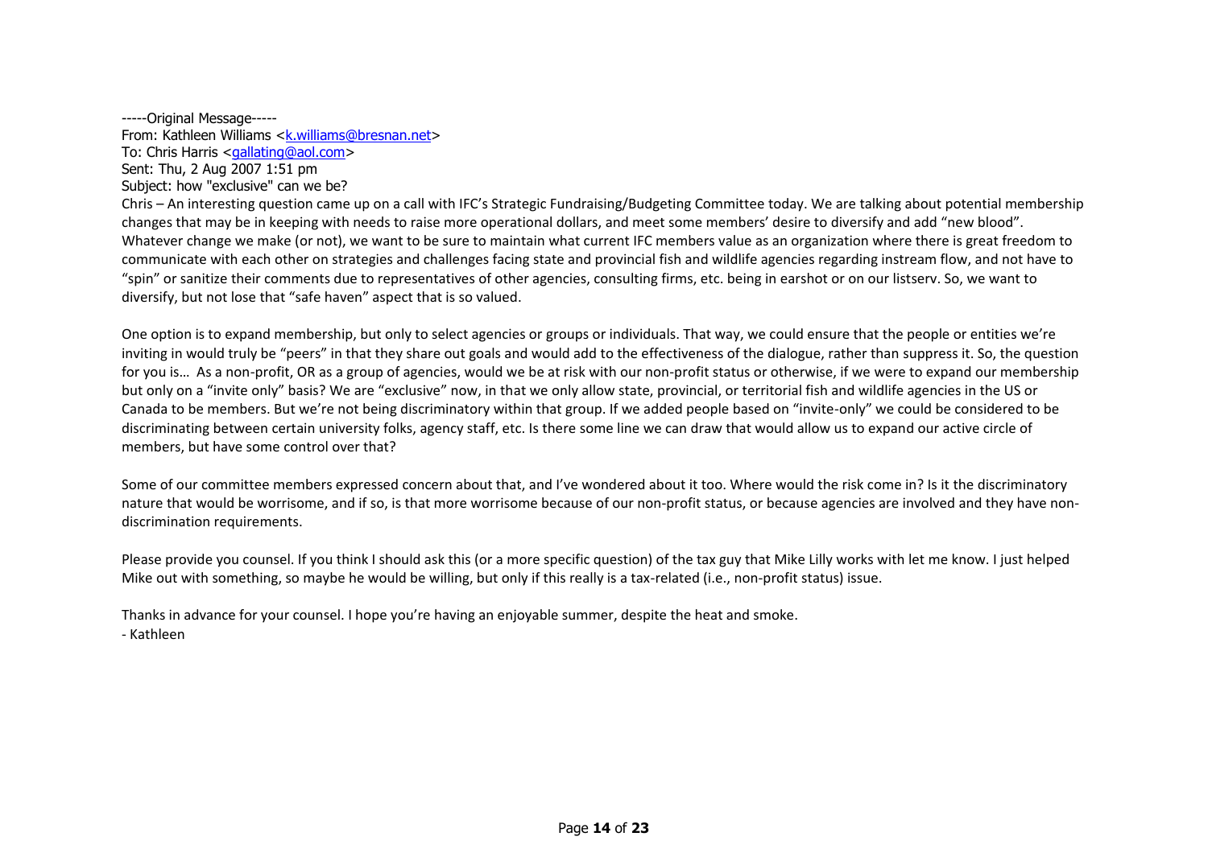-----Original Message-----
From: Kathleen Williams <k.williams@bresnan.net>
To: Chris Harris <gallating@aol.com>
Sent: Thu, 2 Aug 2007 1:51 pm
Subject: how "exclusive" can we be?

Chris – An interesting question came up on a call with IFC's Strategic Fundraising/Budgeting Committee today. We are talking about potential membership changes that may be in keeping with needs to raise more operational dollars, and meet some members' desire to diversify and add "new blood". Whatever change we make (or not), we want to be sure to maintain what current IFC members value as an organization where there is great freedom to communicate with each other on strategies and challenges facing state and provincial fish and wildlife agencies regarding instream flow, and not have to "spin" or sanitize their comments due to representatives of other agencies, consulting firms, etc. being in earshot or on our listserv. So, we want to diversify, but not lose that "safe haven" aspect that is so valued.

One option is to expand membership, but only to select agencies or groups or individuals. That way, we could ensure that the people or entities we're inviting in would truly be "peers" in that they share out goals and would add to the effectiveness of the dialogue, rather than suppress it. So, the question for you is… As a non-profit, OR as a group of agencies, would we be at risk with our non-profit status or otherwise, if we were to expand our membership but only on a "invite only" basis? We are "exclusive" now, in that we only allow state, provincial, or territorial fish and wildlife agencies in the US or Canada to be members. But we're not being discriminatory within that group. If we added people based on "invite-only" we could be considered to be discriminating between certain university folks, agency staff, etc. Is there some line we can draw that would allow us to expand our active circle of members, but have some control over that?

Some of our committee members expressed concern about that, and I've wondered about it too. Where would the risk come in? Is it the discriminatory nature that would be worrisome, and if so, is that more worrisome because of our non-profit status, or because agencies are involved and they have non-discrimination requirements.

Please provide you counsel. If you think I should ask this (or a more specific question) of the tax guy that Mike Lilly works with let me know. I just helped Mike out with something, so maybe he would be willing, but only if this really is a tax-related (i.e., non-profit status) issue.

Thanks in advance for your counsel. I hope you're having an enjoyable summer, despite the heat and smoke.
- Kathleen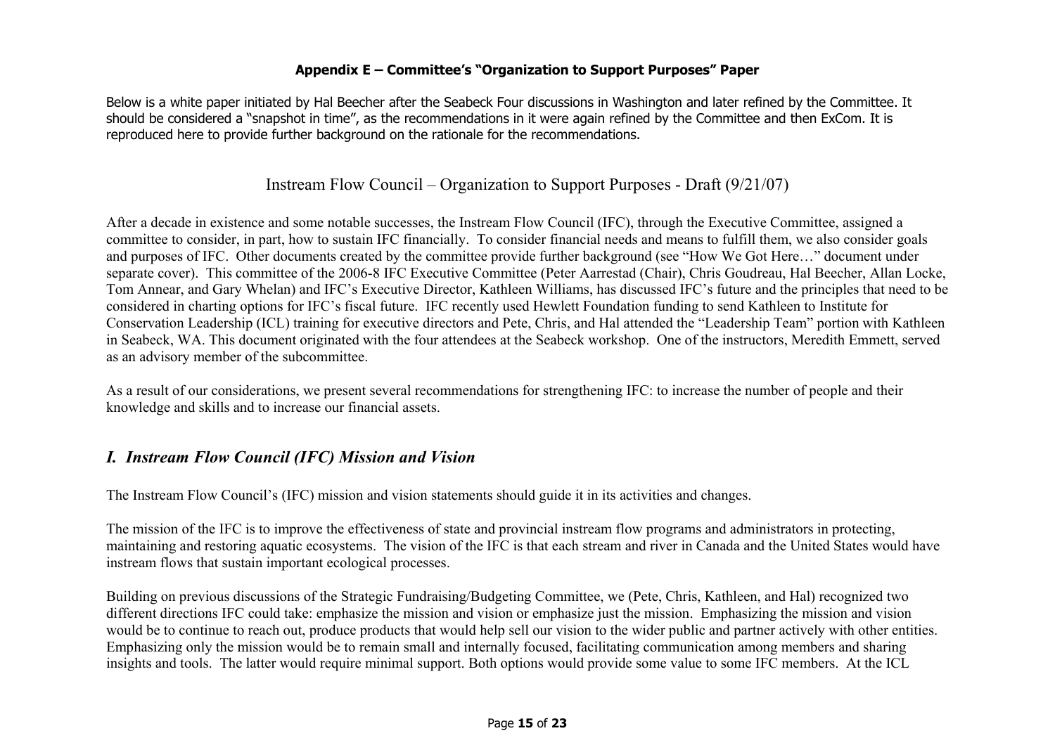**Appendix E – Committee's "Organization to Support Purposes" Paper**

Below is a white paper initiated by Hal Beecher after the Seabeck Four discussions in Washington and later refined by the Committee. It should be considered a "snapshot in time", as the recommendations in it were again refined by the Committee and then ExCom. It is reproduced here to provide further background on the rationale for the recommendations.

Instream Flow Council – Organization to Support Purposes - Draft (9/21/07)

After a decade in existence and some notable successes, the Instream Flow Council (IFC), through the Executive Committee, assigned a committee to consider, in part, how to sustain IFC financially. To consider financial needs and means to fulfill them, we also consider goals and purposes of IFC. Other documents created by the committee provide further background (see "How We Got Here…" document under separate cover). This committee of the 2006-8 IFC Executive Committee (Peter Aarrestad (Chair), Chris Goudreau, Hal Beecher, Allan Locke, Tom Annear, and Gary Whelan) and IFC's Executive Director, Kathleen Williams, has discussed IFC's future and the principles that need to be considered in charting options for IFC's fiscal future. IFC recently used Hewlett Foundation funding to send Kathleen to Institute for Conservation Leadership (ICL) training for executive directors and Pete, Chris, and Hal attended the "Leadership Team" portion with Kathleen in Seabeck, WA. This document originated with the four attendees at the Seabeck workshop. One of the instructors, Meredith Emmett, served as an advisory member of the subcommittee.

As a result of our considerations, we present several recommendations for strengthening IFC: to increase the number of people and their knowledge and skills and to increase our financial assets.

## *I. Instream Flow Council (IFC) Mission and Vision*

The Instream Flow Council's (IFC) mission and vision statements should guide it in its activities and changes.

The mission of the IFC is to improve the effectiveness of state and provincial instream flow programs and administrators in protecting, maintaining and restoring aquatic ecosystems. The vision of the IFC is that each stream and river in Canada and the United States would have instream flows that sustain important ecological processes.

Building on previous discussions of the Strategic Fundraising/Budgeting Committee, we (Pete, Chris, Kathleen, and Hal) recognized two different directions IFC could take: emphasize the mission and vision or emphasize just the mission. Emphasizing the mission and vision would be to continue to reach out, produce products that would help sell our vision to the wider public and partner actively with other entities. Emphasizing only the mission would be to remain small and internally focused, facilitating communication among members and sharing insights and tools. The latter would require minimal support. Both options would provide some value to some IFC members. At the ICL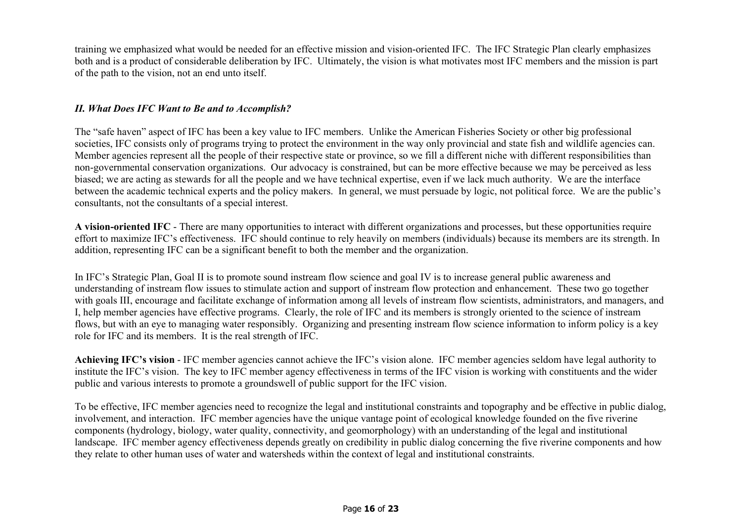training we emphasized what would be needed for an effective mission and vision-oriented IFC. The IFC Strategic Plan clearly emphasizes both and is a product of considerable deliberation by IFC. Ultimately, the vision is what motivates most IFC members and the mission is part of the path to the vision, not an end unto itself.

### *II. What Does IFC Want to Be and to Accomplish?*

The "safe haven" aspect of IFC has been a key value to IFC members. Unlike the American Fisheries Society or other big professional societies, IFC consists only of programs trying to protect the environment in the way only provincial and state fish and wildlife agencies can. Member agencies represent all the people of their respective state or province, so we fill a different niche with different responsibilities than non-governmental conservation organizations. Our advocacy is constrained, but can be more effective because we may be perceived as less biased; we are acting as stewards for all the people and we have technical expertise, even if we lack much authority. We are the interface between the academic technical experts and the policy makers. In general, we must persuade by logic, not political force. We are the public's consultants, not the consultants of a special interest.

**A vision-oriented IFC** - There are many opportunities to interact with different organizations and processes, but these opportunities require effort to maximize IFC's effectiveness. IFC should continue to rely heavily on members (individuals) because its members are its strength. In addition, representing IFC can be a significant benefit to both the member and the organization.

In IFC's Strategic Plan, Goal II is to promote sound instream flow science and goal IV is to increase general public awareness and understanding of instream flow issues to stimulate action and support of instream flow protection and enhancement. These two go together with goals III, encourage and facilitate exchange of information among all levels of instream flow scientists, administrators, and managers, and I, help member agencies have effective programs. Clearly, the role of IFC and its members is strongly oriented to the science of instream flows, but with an eye to managing water responsibly. Organizing and presenting instream flow science information to inform policy is a key role for IFC and its members. It is the real strength of IFC.

**Achieving IFC's vision** - IFC member agencies cannot achieve the IFC's vision alone. IFC member agencies seldom have legal authority to institute the IFC's vision. The key to IFC member agency effectiveness in terms of the IFC vision is working with constituents and the wider public and various interests to promote a groundswell of public support for the IFC vision.

To be effective, IFC member agencies need to recognize the legal and institutional constraints and topography and be effective in public dialog, involvement, and interaction. IFC member agencies have the unique vantage point of ecological knowledge founded on the five riverine components (hydrology, biology, water quality, connectivity, and geomorphology) with an understanding of the legal and institutional landscape. IFC member agency effectiveness depends greatly on credibility in public dialog concerning the five riverine components and how they relate to other human uses of water and watersheds within the context of legal and institutional constraints.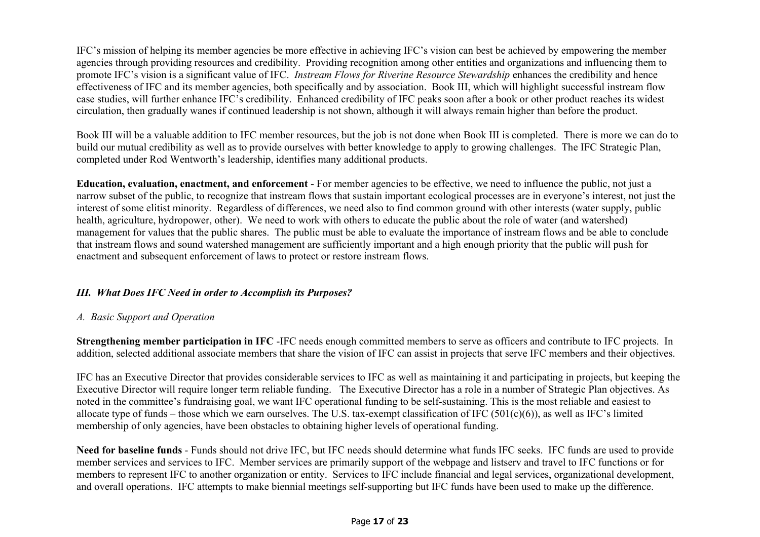IFC's mission of helping its member agencies be more effective in achieving IFC's vision can best be achieved by empowering the member agencies through providing resources and credibility. Providing recognition among other entities and organizations and influencing them to promote IFC's vision is a significant value of IFC. *Instream Flows for Riverine Resource Stewardship* enhances the credibility and hence effectiveness of IFC and its member agencies, both specifically and by association. Book III, which will highlight successful instream flow case studies, will further enhance IFC's credibility. Enhanced credibility of IFC peaks soon after a book or other product reaches its widest circulation, then gradually wanes if continued leadership is not shown, although it will always remain higher than before the product.

Book III will be a valuable addition to IFC member resources, but the job is not done when Book III is completed. There is more we can do to build our mutual credibility as well as to provide ourselves with better knowledge to apply to growing challenges. The IFC Strategic Plan, completed under Rod Wentworth's leadership, identifies many additional products.

**Education, evaluation, enactment, and enforcement** - For member agencies to be effective, we need to influence the public, not just a narrow subset of the public, to recognize that instream flows that sustain important ecological processes are in everyone's interest, not just the interest of some elitist minority. Regardless of differences, we need also to find common ground with other interests (water supply, public health, agriculture, hydropower, other). We need to work with others to educate the public about the role of water (and watershed) management for values that the public shares. The public must be able to evaluate the importance of instream flows and be able to conclude that instream flows and sound watershed management are sufficiently important and a high enough priority that the public will push for enactment and subsequent enforcement of laws to protect or restore instream flows.

## *III. What Does IFC Need in order to Accomplish its Purposes?*

### *A. Basic Support and Operation*

**Strengthening member participation in IFC** -IFC needs enough committed members to serve as officers and contribute to IFC projects. In addition, selected additional associate members that share the vision of IFC can assist in projects that serve IFC members and their objectives.

IFC has an Executive Director that provides considerable services to IFC as well as maintaining it and participating in projects, but keeping the Executive Director will require longer term reliable funding. The Executive Director has a role in a number of Strategic Plan objectives. As noted in the committee's fundraising goal, we want IFC operational funding to be self-sustaining. This is the most reliable and easiest to allocate type of funds – those which we earn ourselves. The U.S. tax-exempt classification of IFC (501(c)(6)), as well as IFC's limited membership of only agencies, have been obstacles to obtaining higher levels of operational funding.

**Need for baseline funds** - Funds should not drive IFC, but IFC needs should determine what funds IFC seeks. IFC funds are used to provide member services and services to IFC. Member services are primarily support of the webpage and listserv and travel to IFC functions or for members to represent IFC to another organization or entity. Services to IFC include financial and legal services, organizational development, and overall operations. IFC attempts to make biennial meetings self-supporting but IFC funds have been used to make up the difference.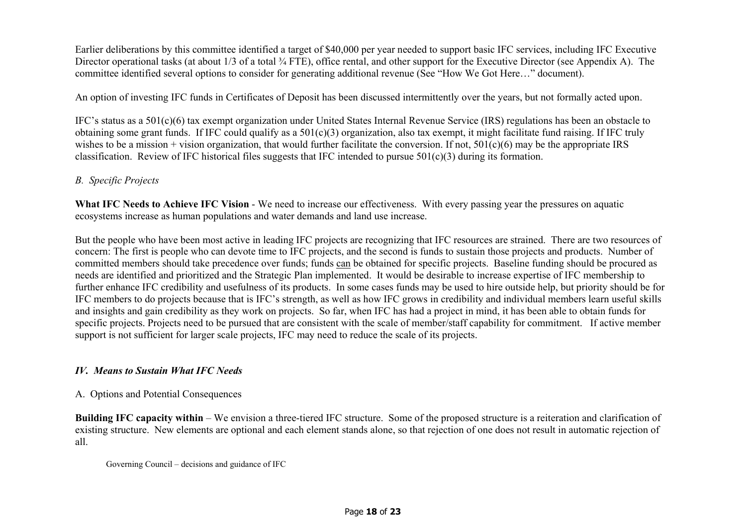Earlier deliberations by this committee identified a target of \$40,000 per year needed to support basic IFC services, including IFC Executive Director operational tasks (at about 1/3 of a total ¾ FTE), office rental, and other support for the Executive Director (see Appendix A). The committee identified several options to consider for generating additional revenue (See "How We Got Here…" document).

An option of investing IFC funds in Certificates of Deposit has been discussed intermittently over the years, but not formally acted upon.

IFC's status as a 501(c)(6) tax exempt organization under United States Internal Revenue Service (IRS) regulations has been an obstacle to obtaining some grant funds. If IFC could qualify as a 501(c)(3) organization, also tax exempt, it might facilitate fund raising. If IFC truly wishes to be a mission + vision organization, that would further facilitate the conversion. If not, 501(c)(6) may be the appropriate IRS classification. Review of IFC historical files suggests that IFC intended to pursue 501(c)(3) during its formation.

### *B. Specific Projects*

**What IFC Needs to Achieve IFC Vision** - We need to increase our effectiveness. With every passing year the pressures on aquatic ecosystems increase as human populations and water demands and land use increase.

But the people who have been most active in leading IFC projects are recognizing that IFC resources are strained. There are two resources of concern: The first is people who can devote time to IFC projects, and the second is funds to sustain those projects and products. Number of committed members should take precedence over funds; funds can be obtained for specific projects. Baseline funding should be procured as needs are identified and prioritized and the Strategic Plan implemented. It would be desirable to increase expertise of IFC membership to further enhance IFC credibility and usefulness of its products. In some cases funds may be used to hire outside help, but priority should be for IFC members to do projects because that is IFC's strength, as well as how IFC grows in credibility and individual members learn useful skills and insights and gain credibility as they work on projects. So far, when IFC has had a project in mind, it has been able to obtain funds for specific projects. Projects need to be pursued that are consistent with the scale of member/staff capability for commitment. If active member support is not sufficient for larger scale projects, IFC may need to reduce the scale of its projects.

## ***IV. Means to Sustain What IFC Needs***

### A. Options and Potential Consequences

**Building IFC capacity within** – We envision a three-tiered IFC structure. Some of the proposed structure is a reiteration and clarification of existing structure. New elements are optional and each element stands alone, so that rejection of one does not result in automatic rejection of all.

Governing Council – decisions and guidance of IFC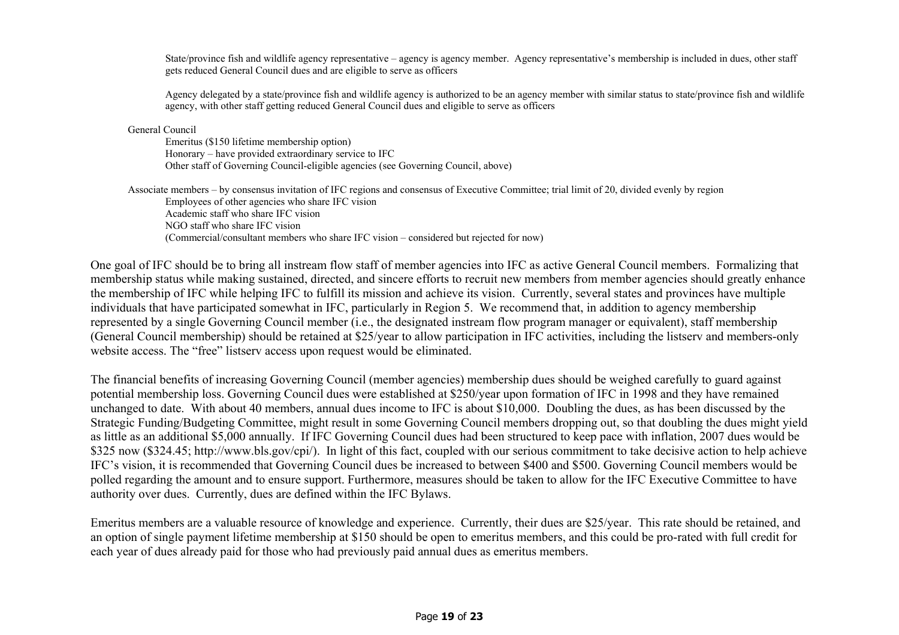State/province fish and wildlife agency representative – agency is agency member. Agency representative's membership is included in dues, other staff gets reduced General Council dues and are eligible to serve as officers

Agency delegated by a state/province fish and wildlife agency is authorized to be an agency member with similar status to state/province fish and wildlife agency, with other staff getting reduced General Council dues and eligible to serve as officers

General Council
- Emeritus ($150 lifetime membership option)
- Honorary – have provided extraordinary service to IFC
- Other staff of Governing Council-eligible agencies (see Governing Council, above)

Associate members – by consensus invitation of IFC regions and consensus of Executive Committee; trial limit of 20, divided evenly by region
- Employees of other agencies who share IFC vision
- Academic staff who share IFC vision
- NGO staff who share IFC vision
- (Commercial/consultant members who share IFC vision – considered but rejected for now)

One goal of IFC should be to bring all instream flow staff of member agencies into IFC as active General Council members. Formalizing that membership status while making sustained, directed, and sincere efforts to recruit new members from member agencies should greatly enhance the membership of IFC while helping IFC to fulfill its mission and achieve its vision. Currently, several states and provinces have multiple individuals that have participated somewhat in IFC, particularly in Region 5. We recommend that, in addition to agency membership represented by a single Governing Council member (i.e., the designated instream flow program manager or equivalent), staff membership (General Council membership) should be retained at $25/year to allow participation in IFC activities, including the listserv and members-only website access. The "free" listserv access upon request would be eliminated.

The financial benefits of increasing Governing Council (member agencies) membership dues should be weighed carefully to guard against potential membership loss. Governing Council dues were established at $250/year upon formation of IFC in 1998 and they have remained unchanged to date. With about 40 members, annual dues income to IFC is about $10,000. Doubling the dues, as has been discussed by the Strategic Funding/Budgeting Committee, might result in some Governing Council members dropping out, so that doubling the dues might yield as little as an additional $5,000 annually. If IFC Governing Council dues had been structured to keep pace with inflation, 2007 dues would be $325 now ($324.45; http://www.bls.gov/cpi/). In light of this fact, coupled with our serious commitment to take decisive action to help achieve IFC's vision, it is recommended that Governing Council dues be increased to between $400 and $500. Governing Council members would be polled regarding the amount and to ensure support. Furthermore, measures should be taken to allow for the IFC Executive Committee to have authority over dues. Currently, dues are defined within the IFC Bylaws.

Emeritus members are a valuable resource of knowledge and experience. Currently, their dues are $25/year. This rate should be retained, and an option of single payment lifetime membership at $150 should be open to emeritus members, and this could be pro-rated with full credit for each year of dues already paid for those who had previously paid annual dues as emeritus members.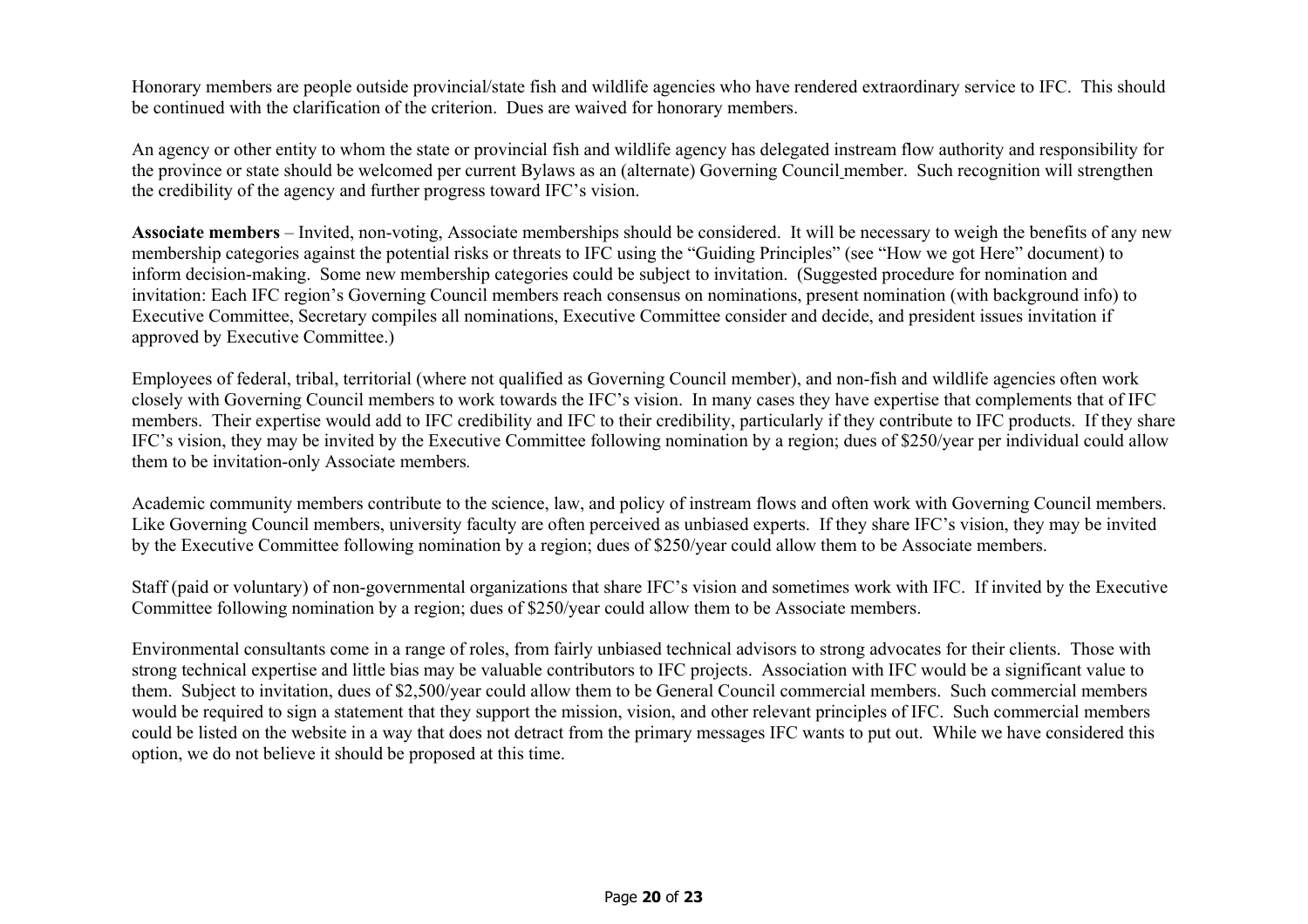Honorary members are people outside provincial/state fish and wildlife agencies who have rendered extraordinary service to IFC. This should be continued with the clarification of the criterion. Dues are waived for honorary members.

An agency or other entity to whom the state or provincial fish and wildlife agency has delegated instream flow authority and responsibility for the province or state should be welcomed per current Bylaws as an (alternate) Governing Council member. Such recognition will strengthen the credibility of the agency and further progress toward IFC's vision.

**Associate members** – Invited, non-voting, Associate memberships should be considered. It will be necessary to weigh the benefits of any new membership categories against the potential risks or threats to IFC using the "Guiding Principles" (see "How we got Here" document) to inform decision-making. Some new membership categories could be subject to invitation. (Suggested procedure for nomination and invitation: Each IFC region's Governing Council members reach consensus on nominations, present nomination (with background info) to Executive Committee, Secretary compiles all nominations, Executive Committee consider and decide, and president issues invitation if approved by Executive Committee.)

Employees of federal, tribal, territorial (where not qualified as Governing Council member), and non-fish and wildlife agencies often work closely with Governing Council members to work towards the IFC's vision. In many cases they have expertise that complements that of IFC members. Their expertise would add to IFC credibility and IFC to their credibility, particularly if they contribute to IFC products. If they share IFC's vision, they may be invited by the Executive Committee following nomination by a region; dues of $250/year per individual could allow them to be invitation-only Associate members.

Academic community members contribute to the science, law, and policy of instream flows and often work with Governing Council members. Like Governing Council members, university faculty are often perceived as unbiased experts. If they share IFC's vision, they may be invited by the Executive Committee following nomination by a region; dues of $250/year could allow them to be Associate members.

Staff (paid or voluntary) of non-governmental organizations that share IFC's vision and sometimes work with IFC. If invited by the Executive Committee following nomination by a region; dues of $250/year could allow them to be Associate members.

Environmental consultants come in a range of roles, from fairly unbiased technical advisors to strong advocates for their clients. Those with strong technical expertise and little bias may be valuable contributors to IFC projects. Association with IFC would be a significant value to them. Subject to invitation, dues of $2,500/year could allow them to be General Council commercial members. Such commercial members would be required to sign a statement that they support the mission, vision, and other relevant principles of IFC. Such commercial members could be listed on the website in a way that does not detract from the primary messages IFC wants to put out. While we have considered this option, we do not believe it should be proposed at this time.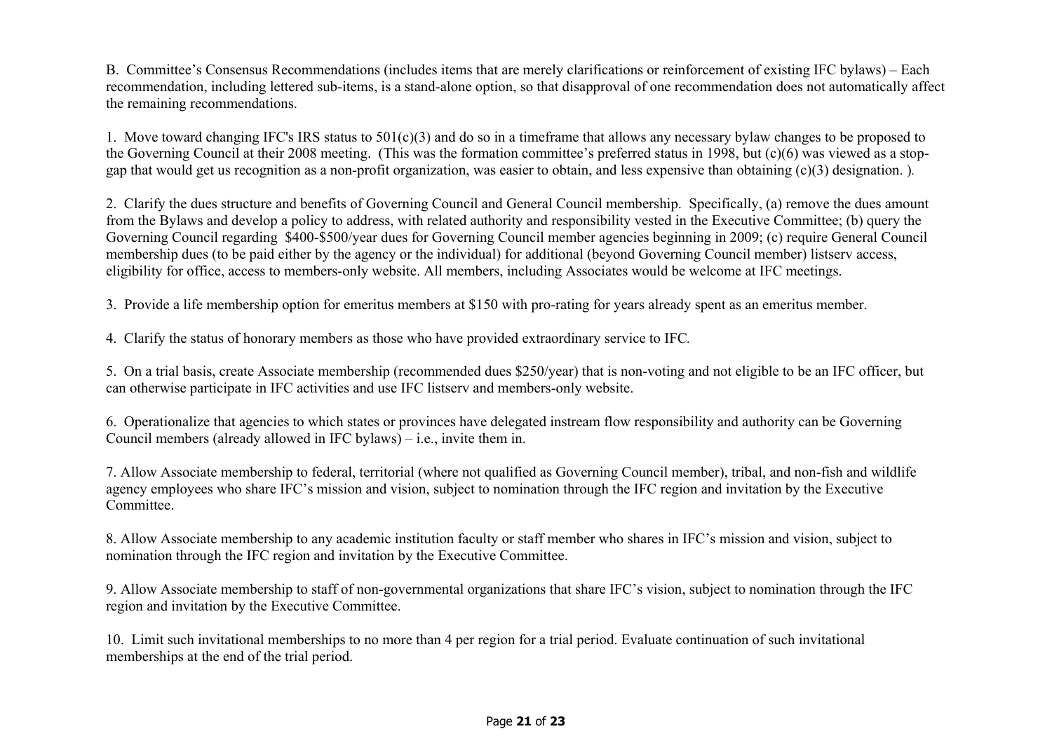B. Committee's Consensus Recommendations (includes items that are merely clarifications or reinforcement of existing IFC bylaws) – Each recommendation, including lettered sub-items, is a stand-alone option, so that disapproval of one recommendation does not automatically affect the remaining recommendations.

1. Move toward changing IFC's IRS status to 501(c)(3) and do so in a timeframe that allows any necessary bylaw changes to be proposed to the Governing Council at their 2008 meeting. (This was the formation committee's preferred status in 1998, but (c)(6) was viewed as a stop-gap that would get us recognition as a non-profit organization, was easier to obtain, and less expensive than obtaining (c)(3) designation. ).

2. Clarify the dues structure and benefits of Governing Council and General Council membership. Specifically, (a) remove the dues amount from the Bylaws and develop a policy to address, with related authority and responsibility vested in the Executive Committee; (b) query the Governing Council regarding $400-$500/year dues for Governing Council member agencies beginning in 2009; (c) require General Council membership dues (to be paid either by the agency or the individual) for additional (beyond Governing Council member) listserv access, eligibility for office, access to members-only website. All members, including Associates would be welcome at IFC meetings.

3. Provide a life membership option for emeritus members at $150 with pro-rating for years already spent as an emeritus member.

4. Clarify the status of honorary members as those who have provided extraordinary service to IFC.

5. On a trial basis, create Associate membership (recommended dues $250/year) that is non-voting and not eligible to be an IFC officer, but can otherwise participate in IFC activities and use IFC listserv and members-only website.

6. Operationalize that agencies to which states or provinces have delegated instream flow responsibility and authority can be Governing Council members (already allowed in IFC bylaws) – i.e., invite them in.

7. Allow Associate membership to federal, territorial (where not qualified as Governing Council member), tribal, and non-fish and wildlife agency employees who share IFC's mission and vision, subject to nomination through the IFC region and invitation by the Executive Committee.

8. Allow Associate membership to any academic institution faculty or staff member who shares in IFC's mission and vision, subject to nomination through the IFC region and invitation by the Executive Committee.

9. Allow Associate membership to staff of non-governmental organizations that share IFC's vision, subject to nomination through the IFC region and invitation by the Executive Committee.

10. Limit such invitational memberships to no more than 4 per region for a trial period. Evaluate continuation of such invitational memberships at the end of the trial period.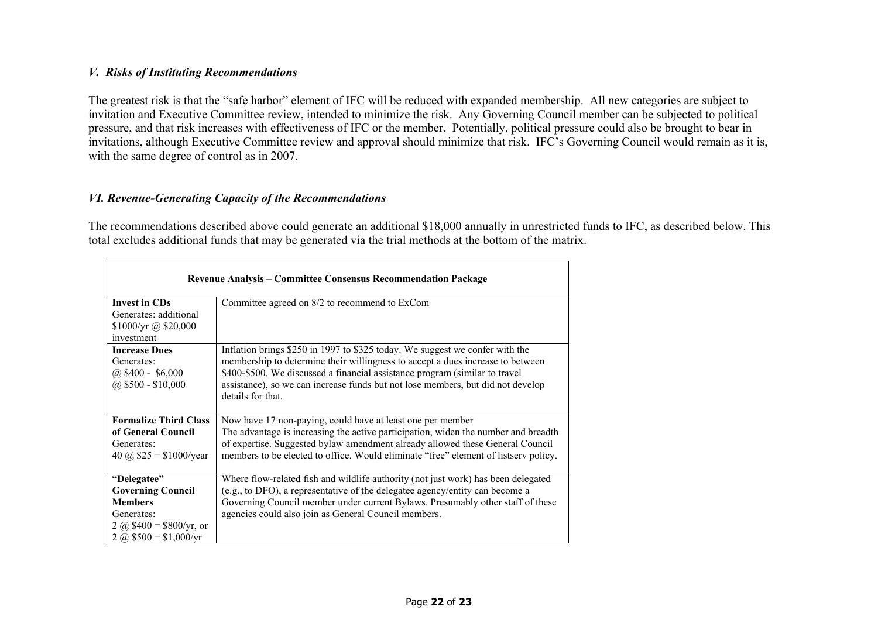### *V. Risks of Instituting Recommendations*

The greatest risk is that the "safe harbor" element of IFC will be reduced with expanded membership. All new categories are subject to invitation and Executive Committee review, intended to minimize the risk. Any Governing Council member can be subjected to political pressure, and that risk increases with effectiveness of IFC or the member. Potentially, political pressure could also be brought to bear in invitations, although Executive Committee review and approval should minimize that risk. IFC's Governing Council would remain as it is, with the same degree of control as in 2007.

### *VI. Revenue-Generating Capacity of the Recommendations*

The recommendations described above could generate an additional $18,000 annually in unrestricted funds to IFC, as described below. This total excludes additional funds that may be generated via the trial methods at the bottom of the matrix.

| **Revenue Analysis – Committee Consensus Recommendation Package** | |
|---|---|
| **Invest in CDs**<br>Generates: additional $1000/yr @ $20,000 investment | Committee agreed on 8/2 to recommend to ExCom |
| **Increase Dues**<br>Generates:<br>@ $400 - $6,000<br>@ $500 - $10,000 | Inflation brings $250 in 1997 to $325 today. We suggest we confer with the membership to determine their willingness to accept a dues increase to between $400-$500. We discussed a financial assistance program (similar to travel assistance), so we can increase funds but not lose members, but did not develop details for that. |
| **Formalize Third Class of General Council**<br>Generates:<br>40 @ $25 = $1000/year | Now have 17 non-paying, could have at least one per member<br>The advantage is increasing the active participation, widen the number and breadth of expertise. Suggested bylaw amendment already allowed these General Council members to be elected to office. Would eliminate "free" element of listserv policy. |
| **"Delegatee" Governing Council Members**<br>Generates:<br>2 @ $400 = $800/yr, or<br>2 @ $500 = $1,000/yr | Where flow-related fish and wildlife authority (not just work) has been delegated (e.g., to DFO), a representative of the delegatee agency/entity can become a Governing Council member under current Bylaws. Presumably other staff of these agencies could also join as General Council members. |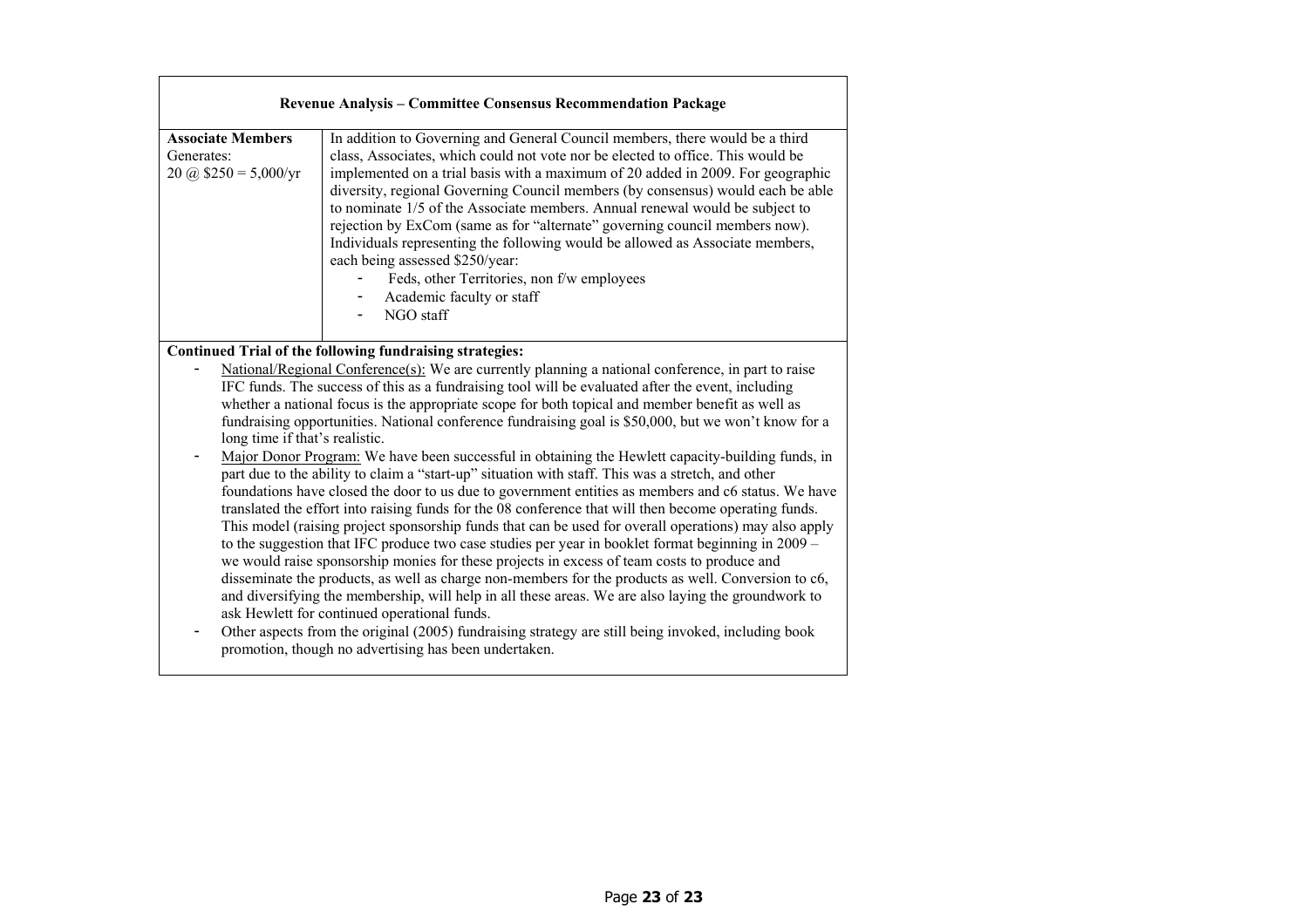| Revenue Analysis – Committee Consensus Recommendation Package | |
|---|---|
| **Associate Members**<br>Generates:<br>20 @ $250 = 5,000/yr | In addition to Governing and General Council members, there would be a third class, Associates, which could not vote nor be elected to office. This would be implemented on a trial basis with a maximum of 20 added in 2009. For geographic diversity, regional Governing Council members (by consensus) would each be able to nominate 1/5 of the Associate members. Annual renewal would be subject to rejection by ExCom (same as for "alternate" governing council members now). Individuals representing the following would be allowed as Associate members, each being assessed $250/year:<br>- Feds, other Territories, non f/w employees<br>- Academic faculty or staff<br>- NGO staff |

**Continued Trial of the following fundraising strategies:**

- National/Regional Conference(s): We are currently planning a national conference, in part to raise IFC funds. The success of this as a fundraising tool will be evaluated after the event, including whether a national focus is the appropriate scope for both topical and member benefit as well as fundraising opportunities. National conference fundraising goal is $50,000, but we won't know for a long time if that's realistic.
- Major Donor Program: We have been successful in obtaining the Hewlett capacity-building funds, in part due to the ability to claim a "start-up" situation with staff. This was a stretch, and other foundations have closed the door to us due to government entities as members and c6 status. We have translated the effort into raising funds for the 08 conference that will then become operating funds. This model (raising project sponsorship funds that can be used for overall operations) may also apply to the suggestion that IFC produce two case studies per year in booklet format beginning in 2009 – we would raise sponsorship monies for these projects in excess of team costs to produce and disseminate the products, as well as charge non-members for the products as well. Conversion to c6, and diversifying the membership, will help in all these areas. We are also laying the groundwork to ask Hewlett for continued operational funds.
- Other aspects from the original (2005) fundraising strategy are still being invoked, including book promotion, though no advertising has been undertaken.